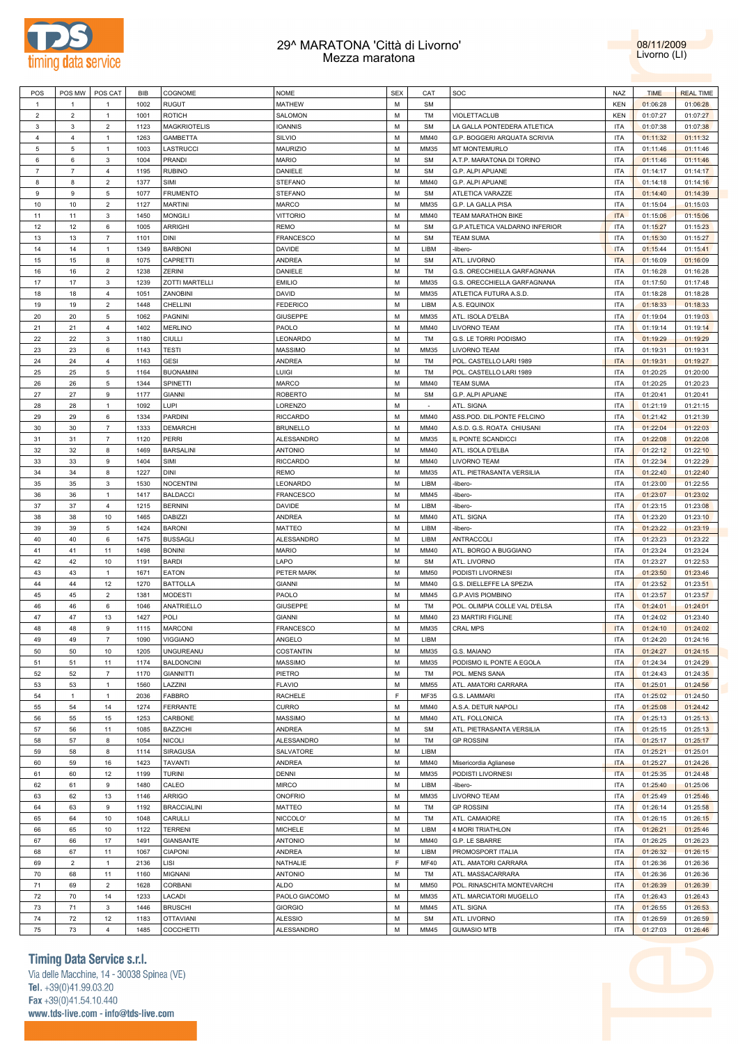# 29^ MARATONA 'Città di Livorno'

## Mezza maratona

08/11/2009
Livorno (LI)

| POS | POS MW | POS CAT | BIB | COGNOME | NOME | SEX | CAT | SOC | NAZ | TIME | REAL TIME |
|---|---|---|---|---|---|---|---|---|---|---|---|
| 1 | 1 | 1 | 1002 | RUGUT | MATHEW | M | SM | | KEN | 01:06:28 | 01:06:28 |
| 2 | 2 | 1 | 1001 | ROTICH | SALOMON | M | TM | VIOLETTACLUB | KEN | 01:07:27 | 01:07:27 |
| 3 | 3 | 2 | 1123 | MAGKRIOTELIS | IOANNIS | M | SM | LA GALLA PONTEDERA ATLETICA | ITA | 01:07:38 | 01:07:38 |
| 4 | 4 | 1 | 1263 | GAMBETTA | SILVIO | M | MM40 | G.P. BOGGERI ARQUATA SCRIVIA | ITA | 01:11:32 | 01:11:32 |
| 5 | 5 | 1 | 1003 | LASTRUCCI | MAURIZIO | M | MM35 | MT MONTEMURLO | ITA | 01:11:46 | 01:11:46 |
| 6 | 6 | 3 | 1004 | PRANDI | MARIO | M | SM | A.T.P. MARATONA DI TORINO | ITA | 01:11:46 | 01:11:46 |
| 7 | 7 | 4 | 1195 | RUBINO | DANIELE | M | SM | G.P. ALPI APUANE | ITA | 01:14:17 | 01:14:17 |
| 8 | 8 | 2 | 1377 | SIMI | STEFANO | M | MM40 | G.P. ALPI APUANE | ITA | 01:14:18 | 01:14:16 |
| 9 | 9 | 5 | 1077 | FRUMENTO | STEFANO | M | SM | ATLETICA VARAZZE | ITA | 01:14:40 | 01:14:39 |
| 10 | 10 | 2 | 1127 | MARTINI | MARCO | M | MM35 | G.P. LA GALLA PISA | ITA | 01:15:04 | 01:15:03 |
| 11 | 11 | 3 | 1450 | MONGILI | VITTORIO | M | MM40 | TEAM MARATHON BIKE | ITA | 01:15:06 | 01:15:06 |
| 12 | 12 | 6 | 1005 | ARRIGHI | REMO | M | SM | G.P.ATLETICA VALDARNO INFERIOR | ITA | 01:15:27 | 01:15:23 |
| 13 | 13 | 7 | 1101 | DINI | FRANCESCO | M | SM | TEAM SUMA | ITA | 01:15:30 | 01:15:27 |
| 14 | 14 | 1 | 1349 | BARBONI | DAVIDE | M | LIBM | -libero- | ITA | 01:15:44 | 01:15:41 |
| 15 | 15 | 8 | 1075 | CAPRETTI | ANDREA | M | SM | ATL. LIVORNO | ITA | 01:16:09 | 01:16:09 |
| 16 | 16 | 2 | 1238 | ZERINI | DANIELE | M | TM | G.S. ORECCHIELLA GARFAGNANA | ITA | 01:16:28 | 01:16:28 |
| 17 | 17 | 3 | 1239 | ZOTTI MARTELLI | EMILIO | M | MM35 | G.S. ORECCHIELLA GARFAGNANA | ITA | 01:17:50 | 01:17:48 |
| 18 | 18 | 4 | 1051 | ZANOBINI | DAVID | M | MM35 | ATLETICA FUTURA A.S.D. | ITA | 01:18:28 | 01:18:28 |
| 19 | 19 | 2 | 1448 | CHELLINI | FEDERICO | M | LIBM | A.S. EQUINOX | ITA | 01:18:33 | 01:18:33 |
| 20 | 20 | 5 | 1062 | PAGNINI | GIUSEPPE | M | MM35 | ATL. ISOLA D'ELBA | ITA | 01:19:04 | 01:19:03 |
| 21 | 21 | 4 | 1402 | MERLINO | PAOLO | M | MM40 | LIVORNO TEAM | ITA | 01:19:14 | 01:19:14 |
| 22 | 22 | 3 | 1180 | CIULLI | LEONARDO | M | TM | G.S. LE TORRI PODISMO | ITA | 01:19:29 | 01:19:29 |
| 23 | 23 | 6 | 1143 | TESTI | MASSIMO | M | MM35 | LIVORNO TEAM | ITA | 01:19:31 | 01:19:31 |
| 24 | 24 | 4 | 1163 | GESI | ANDREA | M | TM | POL. CASTELLO LARI 1989 | ITA | 01:19:31 | 01:19:27 |
| 25 | 25 | 5 | 1164 | BUONAMINI | LUIGI | M | TM | POL. CASTELLO LARI 1989 | ITA | 01:20:25 | 01:20:00 |
| 26 | 26 | 5 | 1344 | SPINETTI | MARCO | M | MM40 | TEAM SUMA | ITA | 01:20:25 | 01:20:23 |
| 27 | 27 | 9 | 1177 | GIANNI | ROBERTO | M | SM | G.P. ALPI APUANE | ITA | 01:20:41 | 01:20:41 |
| 28 | 28 | 1 | 1092 | LUPI | LORENZO | M | - | ATL. SIGNA | ITA | 01:21:19 | 01:21:15 |
| 29 | 29 | 6 | 1334 | PARDINI | RICCARDO | M | MM40 | ASS.POD. DIL.PONTE FELCINO | ITA | 01:21:42 | 01:21:39 |
| 30 | 30 | 7 | 1333 | DEMARCHI | BRUNELLO | M | MM40 | A.S.D. G.S. ROATA CHIUSANI | ITA | 01:22:04 | 01:22:03 |
| 31 | 31 | 7 | 1120 | PERRI | ALESSANDRO | M | MM35 | IL PONTE SCANDICCI | ITA | 01:22:08 | 01:22:08 |
| 32 | 32 | 8 | 1469 | BARSALINI | ANTONIO | M | MM40 | ATL. ISOLA D'ELBA | ITA | 01:22:12 | 01:22:10 |
| 33 | 33 | 9 | 1404 | SIMI | RICCARDO | M | MM40 | LIVORNO TEAM | ITA | 01:22:34 | 01:22:29 |
| 34 | 34 | 8 | 1227 | DINI | REMO | M | MM35 | ATL. PIETRASANTA VERSILIA | ITA | 01:22:40 | 01:22:40 |
| 35 | 35 | 3 | 1530 | NOCENTINI | LEONARDO | M | LIBM | -libero- | ITA | 01:23:00 | 01:22:55 |
| 36 | 36 | 1 | 1417 | BALDACCI | FRANCESCO | M | MM45 | -libero- | ITA | 01:23:07 | 01:23:02 |
| 37 | 37 | 4 | 1215 | BERNINI | DAVIDE | M | LIBM | -libero- | ITA | 01:23:15 | 01:23:08 |
| 38 | 38 | 10 | 1465 | DABIZZI | ANDREA | M | MM40 | ATL. SIGNA | ITA | 01:23:20 | 01:23:10 |
| 39 | 39 | 5 | 1424 | BARONI | MATTEO | M | LIBM | -libero- | ITA | 01:23:22 | 01:23:19 |
| 40 | 40 | 6 | 1475 | BUSSAGLI | ALESSANDRO | M | LIBM | ANTRACCOLI | ITA | 01:23:23 | 01:23:22 |
| 41 | 41 | 11 | 1498 | BONINI | MARIO | M | MM40 | ATL. BORGO A BUGGIANO | ITA | 01:23:24 | 01:23:24 |
| 42 | 42 | 10 | 1191 | BARDI | LAPO | M | SM | ATL. LIVORNO | ITA | 01:23:27 | 01:22:53 |
| 43 | 43 | 1 | 1671 | EATON | PETER MARK | M | MM50 | PODISTI LIVORNESI | ITA | 01:23:50 | 01:23:46 |
| 44 | 44 | 12 | 1270 | BATTOLLA | GIANNI | M | MM40 | G.S. DIELLEFFE LA SPEZIA | ITA | 01:23:52 | 01:23:51 |
| 45 | 45 | 2 | 1381 | MODESTI | PAOLO | M | MM45 | G.P.AVIS PIOMBINO | ITA | 01:23:57 | 01:23:57 |
| 46 | 46 | 6 | 1046 | ANATRIELLO | GIUSEPPE | M | TM | POL. OLIMPIA COLLE VAL D'ELSA | ITA | 01:24:01 | 01:24:01 |
| 47 | 47 | 13 | 1427 | POLI | GIANNI | M | MM40 | 23 MARTIRI FIGLINE | ITA | 01:24:02 | 01:23:40 |
| 48 | 48 | 9 | 1115 | MARCONI | FRANCESCO | M | MM35 | CRAL MPS | ITA | 01:24:10 | 01:24:02 |
| 49 | 49 | 7 | 1090 | VIGGIANO | ANGELO | M | LIBM | | ITA | 01:24:20 | 01:24:16 |
| 50 | 50 | 10 | 1205 | UNGUREANU | COSTANTIN | M | MM35 | G.S. MAIANO | ITA | 01:24:27 | 01:24:15 |
| 51 | 51 | 11 | 1174 | BALDONCINI | MASSIMO | M | MM35 | PODISMO IL PONTE A EGOLA | ITA | 01:24:34 | 01:24:29 |
| 52 | 52 | 7 | 1170 | GIANNITTI | PIETRO | M | TM | POL. MENS SANA | ITA | 01:24:43 | 01:24:35 |
| 53 | 53 | 1 | 1560 | LAZZINI | FLAVIO | M | MM55 | ATL. AMATORI CARRARA | ITA | 01:25:01 | 01:24:56 |
| 54 | 1 | 1 | 2036 | FABBRO | RACHELE | F | MF35 | G.S. LAMMARI | ITA | 01:25:02 | 01:24:50 |
| 55 | 54 | 14 | 1274 | FERRANTE | CURRO | M | MM40 | A.S.A. DETUR NAPOLI | ITA | 01:25:08 | 01:24:42 |
| 56 | 55 | 15 | 1253 | CARBONE | MASSIMO | M | MM40 | ATL. FOLLONICA | ITA | 01:25:13 | 01:25:13 |
| 57 | 56 | 11 | 1085 | BAZZICHI | ANDREA | M | SM | ATL. PIETRASANTA VERSILIA | ITA | 01:25:15 | 01:25:13 |
| 58 | 57 | 8 | 1054 | NICOLI | ALESSANDRO | M | TM | GP ROSSINI | ITA | 01:25:17 | 01:25:17 |
| 59 | 58 | 8 | 1114 | SIRAGUSA | SALVATORE | M | LIBM | | ITA | 01:25:21 | 01:25:01 |
| 60 | 59 | 16 | 1423 | TAVANTI | ANDREA | M | MM40 | Misericordia Aglianese | ITA | 01:25:27 | 01:24:26 |
| 61 | 60 | 12 | 1199 | TURINI | DENNI | M | MM35 | PODISTI LIVORNESI | ITA | 01:25:35 | 01:24:48 |
| 62 | 61 | 9 | 1480 | CALEO | MIRCO | M | LIBM | -libero- | ITA | 01:25:40 | 01:25:06 |
| 63 | 62 | 13 | 1146 | ARRIGO | ONOFRIO | M | MM35 | LIVORNO TEAM | ITA | 01:25:49 | 01:25:46 |
| 64 | 63 | 9 | 1192 | BRACCIALINI | MATTEO | M | TM | GP ROSSINI | ITA | 01:26:14 | 01:25:58 |
| 65 | 64 | 10 | 1048 | CARULLI | NICCOLO' | M | TM | ATL. CAMAIORE | ITA | 01:26:15 | 01:26:15 |
| 66 | 65 | 10 | 1122 | TERRENI | MICHELE | M | LIBM | 4 MORI TRIATHLON | ITA | 01:26:21 | 01:25:46 |
| 67 | 66 | 17 | 1491 | GIANSANTE | ANTONIO | M | MM40 | G.P. LE SBARRE | ITA | 01:26:25 | 01:26:23 |
| 68 | 67 | 11 | 1067 | CIAPONI | ANDREA | M | LIBM | PROMOSPORT ITALIA | ITA | 01:26:32 | 01:26:15 |
| 69 | 2 | 1 | 2136 | LISI | NATHALIE | F | MF40 | ATL. AMATORI CARRARA | ITA | 01:26:36 | 01:26:36 |
| 70 | 68 | 11 | 1160 | MIGNANI | ANTONIO | M | TM | ATL. MASSACARRARA | ITA | 01:26:36 | 01:26:36 |
| 71 | 69 | 2 | 1628 | CORBANI | ALDO | M | MM50 | POL. RINASCHITA MONTEVARCHI | ITA | 01:26:39 | 01:26:39 |
| 72 | 70 | 14 | 1233 | LACADI | PAOLO GIACOMO | M | MM35 | ATL. MARCIATORI MUGELLO | ITA | 01:26:43 | 01:26:43 |
| 73 | 71 | 3 | 1446 | BRUSCHI | GIORGIO | M | MM45 | ATL. SIGNA | ITA | 01:26:55 | 01:26:53 |
| 74 | 72 | 12 | 1183 | OTTAVIANI | ALESSIO | M | SM | ATL. LIVORNO | ITA | 01:26:59 | 01:26:59 |
| 75 | 73 | 4 | 1485 | COCCHETTI | ALESSANDRO | M | MM45 | GUMASIO MTB | ITA | 01:27:03 | 01:26:46 |

**Timing Data Service s.r.l.**
Via delle Macchine, 14 - 30038 Spinea (VE)
Tel. +39(0)41.99.03.20
Fax +39(0)41.54.10.440
www.tds-live.com - info@tds-live.com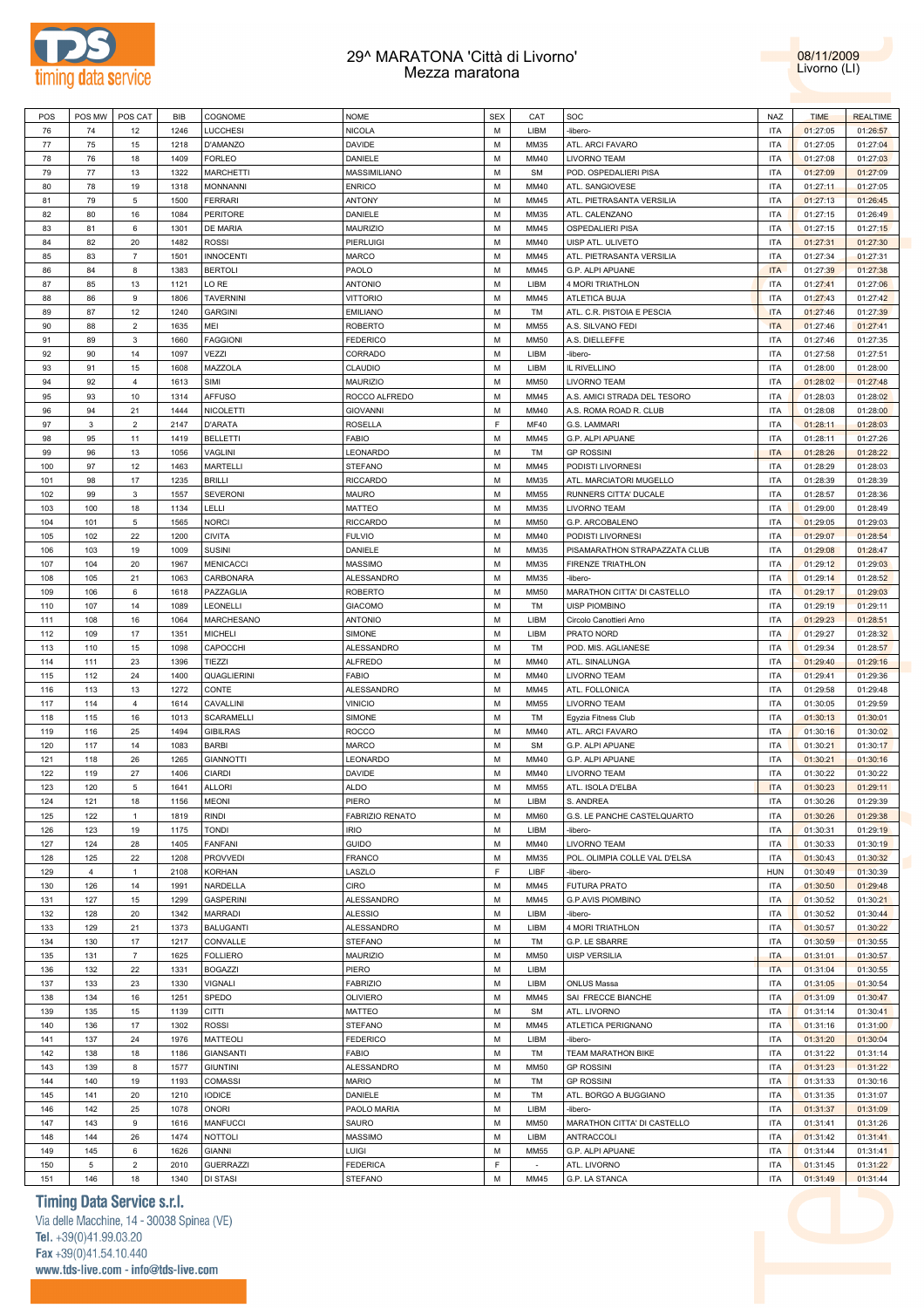# 29^ MARATONA 'Città di Livorno'
## Mezza maratona

08/11/2009
Livorno (LI)

| POS | POS MW | POS CAT | BIB | COGNOME | NOME | SEX | CAT | SOC | NAZ | TIME | REALTIME |
|---|---|---|---|---|---|---|---|---|---|---|---|
| 76 | 74 | 12 | 1246 | LUCCHESI | NICOLA | M | LIBM | -libero- | ITA | 01:27:05 | 01:26:57 |
| 77 | 75 | 15 | 1218 | D'AMANZO | DAVIDE | M | MM35 | ATL. ARCI FAVARO | ITA | 01:27:05 | 01:27:04 |
| 78 | 76 | 18 | 1409 | FORLEO | DANIELE | M | MM40 | LIVORNO TEAM | ITA | 01:27:08 | 01:27:03 |
| 79 | 77 | 13 | 1322 | MARCHETTI | MASSIMILIANO | M | SM | POD. OSPEDALIERI PISA | ITA | 01:27:09 | 01:27:09 |
| 80 | 78 | 19 | 1318 | MONNANNI | ENRICO | M | MM40 | ATL. SANGIOVESE | ITA | 01:27:11 | 01:27:05 |
| 81 | 79 | 5 | 1500 | FERRARI | ANTONY | M | MM45 | ATL. PIETRASANTA VERSILIA | ITA | 01:27:13 | 01:26:45 |
| 82 | 80 | 16 | 1084 | PERITORE | DANIELE | M | MM35 | ATL. CALENZANO | ITA | 01:27:15 | 01:26:49 |
| 83 | 81 | 6 | 1301 | DE MARIA | MAURIZIO | M | MM45 | OSPEDALIERI PISA | ITA | 01:27:15 | 01:27:15 |
| 84 | 82 | 20 | 1482 | ROSSI | PIERLUIGI | M | MM40 | UISP ATL. ULIVETO | ITA | 01:27:31 | 01:27:30 |
| 85 | 83 | 7 | 1501 | INNOCENTI | MARCO | M | MM45 | ATL. PIETRASANTA VERSILIA | ITA | 01:27:34 | 01:27:31 |
| 86 | 84 | 8 | 1383 | BERTOLI | PAOLO | M | MM45 | G.P. ALPI APUANE | ITA | 01:27:39 | 01:27:38 |
| 87 | 85 | 13 | 1121 | LO RE | ANTONIO | M | LIBM | 4 MORI TRIATHLON | ITA | 01:27:41 | 01:27:06 |
| 88 | 86 | 9 | 1806 | TAVERNINI | VITTORIO | M | MM45 | ATLETICA BUJA | ITA | 01:27:43 | 01:27:42 |
| 89 | 87 | 12 | 1240 | GARGINI | EMILIANO | M | TM | ATL. C.R. PISTOIA E PESCIA | ITA | 01:27:46 | 01:27:39 |
| 90 | 88 | 2 | 1635 | MEI | ROBERTO | M | MM55 | A.S. SILVANO FEDI | ITA | 01:27:46 | 01:27:41 |
| 91 | 89 | 3 | 1660 | FAGGIONI | FEDERICO | M | MM50 | A.S. DIELLEFFE | ITA | 01:27:46 | 01:27:35 |
| 92 | 90 | 14 | 1097 | VEZZI | CORRADO | M | LIBM | -libero- | ITA | 01:27:58 | 01:27:51 |
| 93 | 91 | 15 | 1608 | MAZZOLA | CLAUDIO | M | LIBM | IL RIVELLINO | ITA | 01:28:00 | 01:28:00 |
| 94 | 92 | 4 | 1613 | SIMI | MAURIZIO | M | MM50 | LIVORNO TEAM | ITA | 01:28:02 | 01:27:48 |
| 95 | 93 | 10 | 1314 | AFFUSO | ROCCO ALFREDO | M | MM45 | A.S. AMICI STRADA DEL TESORO | ITA | 01:28:03 | 01:28:02 |
| 96 | 94 | 21 | 1444 | NICOLETTI | GIOVANNI | M | MM40 | A.S. ROMA ROAD R. CLUB | ITA | 01:28:08 | 01:28:00 |
| 97 | 3 | 2 | 2147 | D'ARATA | ROSELLA | F | MF40 | G.S. LAMMARI | ITA | 01:28:11 | 01:28:03 |
| 98 | 95 | 11 | 1419 | BELLETTI | FABIO | M | MM45 | G.P. ALPI APUANE | ITA | 01:28:11 | 01:27:26 |
| 99 | 96 | 13 | 1056 | VAGLINI | LEONARDO | M | TM | GP ROSSINI | ITA | 01:28:26 | 01:28:22 |
| 100 | 97 | 12 | 1463 | MARTELLI | STEFANO | M | MM45 | PODISTI LIVORNESI | ITA | 01:28:29 | 01:28:03 |
| 101 | 98 | 17 | 1235 | BRILLI | RICCARDO | M | MM35 | ATL. MARCIATORI MUGELLO | ITA | 01:28:39 | 01:28:39 |
| 102 | 99 | 3 | 1557 | SEVERONI | MAURO | M | MM55 | RUNNERS CITTA' DUCALE | ITA | 01:28:57 | 01:28:36 |
| 103 | 100 | 18 | 1134 | LELLI | MATTEO | M | MM35 | LIVORNO TEAM | ITA | 01:29:00 | 01:28:49 |
| 104 | 101 | 5 | 1565 | NORCI | RICCARDO | M | MM50 | G.P. ARCOBALENO | ITA | 01:29:05 | 01:29:03 |
| 105 | 102 | 22 | 1200 | CIVITA | FULVIO | M | MM40 | PODISTI LIVORNESI | ITA | 01:29:07 | 01:28:54 |
| 106 | 103 | 19 | 1009 | SUSINI | DANIELE | M | MM35 | PISAMARATHON STRAPAZZATA CLUB | ITA | 01:29:08 | 01:28:47 |
| 107 | 104 | 20 | 1967 | MENICACCI | MASSIMO | M | MM35 | FIRENZE TRIATHLON | ITA | 01:29:12 | 01:29:03 |
| 108 | 105 | 21 | 1063 | CARBONARA | ALESSANDRO | M | MM35 | -libero- | ITA | 01:29:14 | 01:28:52 |
| 109 | 106 | 6 | 1618 | PAZZAGLIA | ROBERTO | M | MM50 | MARATHON CITTA' DI CASTELLO | ITA | 01:29:17 | 01:29:03 |
| 110 | 107 | 14 | 1089 | LEONELLI | GIACOMO | M | TM | UISP PIOMBINO | ITA | 01:29:19 | 01:29:11 |
| 111 | 108 | 16 | 1064 | MARCHESANO | ANTONIO | M | LIBM | Circolo Canottieri Arno | ITA | 01:29:23 | 01:28:51 |
| 112 | 109 | 17 | 1351 | MICHELI | SIMONE | M | LIBM | PRATO NORD | ITA | 01:29:27 | 01:28:32 |
| 113 | 110 | 15 | 1098 | CAPOCCHI | ALESSANDRO | M | TM | POD. MIS. AGLIANESE | ITA | 01:29:34 | 01:28:57 |
| 114 | 111 | 23 | 1396 | TIEZZI | ALFREDO | M | MM40 | ATL. SINALUNGA | ITA | 01:29:40 | 01:29:16 |
| 115 | 112 | 24 | 1400 | QUAGLIERINI | FABIO | M | MM40 | LIVORNO TEAM | ITA | 01:29:41 | 01:29:36 |
| 116 | 113 | 13 | 1272 | CONTE | ALESSANDRO | M | MM45 | ATL. FOLLONICA | ITA | 01:29:58 | 01:29:48 |
| 117 | 114 | 4 | 1614 | CAVALLINI | VINICIO | M | MM55 | LIVORNO TEAM | ITA | 01:30:05 | 01:29:59 |
| 118 | 115 | 16 | 1013 | SCARAMELLI | SIMONE | M | TM | Egyzia Fitness Club | ITA | 01:30:13 | 01:30:01 |
| 119 | 116 | 25 | 1494 | GIBILRAS | ROCCO | M | MM40 | ATL. ARCI FAVARO | ITA | 01:30:16 | 01:30:02 |
| 120 | 117 | 14 | 1083 | BARBI | MARCO | M | SM | G.P. ALPI APUANE | ITA | 01:30:21 | 01:30:17 |
| 121 | 118 | 26 | 1265 | GIANNOTTI | LEONARDO | M | MM40 | G.P. ALPI APUANE | ITA | 01:30:21 | 01:30:16 |
| 122 | 119 | 27 | 1406 | CIARDI | DAVIDE | M | MM40 | LIVORNO TEAM | ITA | 01:30:22 | 01:30:22 |
| 123 | 120 | 5 | 1641 | ALLORI | ALDO | M | MM55 | ATL. ISOLA D'ELBA | ITA | 01:30:23 | 01:29:11 |
| 124 | 121 | 18 | 1156 | MEONI | PIERO | M | LIBM | S. ANDREA | ITA | 01:30:26 | 01:29:39 |
| 125 | 122 | 1 | 1819 | RINDI | FABRIZIO RENATO | M | MM60 | G.S. LE PANCHE CASTELQUARTO | ITA | 01:30:26 | 01:29:38 |
| 126 | 123 | 19 | 1175 | TONDI | IRIO | M | LIBM | -libero- | ITA | 01:30:31 | 01:29:19 |
| 127 | 124 | 28 | 1405 | FANFANI | GUIDO | M | MM40 | LIVORNO TEAM | ITA | 01:30:33 | 01:30:19 |
| 128 | 125 | 22 | 1208 | PROVVEDI | FRANCO | M | MM35 | POL. OLIMPIA COLLE VAL D'ELSA | ITA | 01:30:43 | 01:30:32 |
| 129 | 4 | 1 | 2108 | KORHAN | LASZLO | F | LIBF | -libero- | HUN | 01:30:49 | 01:30:39 |
| 130 | 126 | 14 | 1991 | NARDELLA | CIRO | M | MM45 | FUTURA PRATO | ITA | 01:30:50 | 01:29:48 |
| 131 | 127 | 15 | 1299 | GASPERINI | ALESSANDRO | M | MM45 | G.P.AVIS PIOMBINO | ITA | 01:30:52 | 01:30:21 |
| 132 | 128 | 20 | 1342 | MARRADI | ALESSIO | M | LIBM | -libero- | ITA | 01:30:52 | 01:30:44 |
| 133 | 129 | 21 | 1373 | BALUGANTI | ALESSANDRO | M | LIBM | 4 MORI TRIATHLON | ITA | 01:30:57 | 01:30:22 |
| 134 | 130 | 17 | 1217 | CONVALLE | STEFANO | M | TM | G.P. LE SBARRE | ITA | 01:30:59 | 01:30:55 |
| 135 | 131 | 7 | 1625 | FOLLIERO | MAURIZIO | M | MM50 | UISP VERSILIA | ITA | 01:31:01 | 01:30:57 |
| 136 | 132 | 22 | 1331 | BOGAZZI | PIERO | M | LIBM | | ITA | 01:31:04 | 01:30:55 |
| 137 | 133 | 23 | 1330 | VIGNALI | FABRIZIO | M | LIBM | ONLUS Massa | ITA | 01:31:05 | 01:30:54 |
| 138 | 134 | 16 | 1251 | SPEDO | OLIVIERO | M | MM45 | SAI FRECCE BIANCHE | ITA | 01:31:09 | 01:30:47 |
| 139 | 135 | 15 | 1139 | CITTI | MATTEO | M | SM | ATL. LIVORNO | ITA | 01:31:14 | 01:30:41 |
| 140 | 136 | 17 | 1302 | ROSSI | STEFANO | M | MM45 | ATLETICA PERIGNANO | ITA | 01:31:16 | 01:31:00 |
| 141 | 137 | 24 | 1976 | MATTEOLI | FEDERICO | M | LIBM | -libero- | ITA | 01:31:20 | 01:30:04 |
| 142 | 138 | 18 | 1186 | GIANSANTI | FABIO | M | TM | TEAM MARATHON BIKE | ITA | 01:31:22 | 01:31:14 |
| 143 | 139 | 8 | 1577 | GIUNTINI | ALESSANDRO | M | MM50 | GP ROSSINI | ITA | 01:31:23 | 01:31:22 |
| 144 | 140 | 19 | 1193 | COMASSI | MARIO | M | TM | GP ROSSINI | ITA | 01:31:33 | 01:30:16 |
| 145 | 141 | 20 | 1210 | IODICE | DANIELE | M | TM | ATL. BORGO A BUGGIANO | ITA | 01:31:35 | 01:31:07 |
| 146 | 142 | 25 | 1078 | ONORI | PAOLO MARIA | M | LIBM | -libero- | ITA | 01:31:37 | 01:31:09 |
| 147 | 143 | 9 | 1616 | MANFUCCI | SAURO | M | MM50 | MARATHON CITTA' DI CASTELLO | ITA | 01:31:41 | 01:31:26 |
| 148 | 144 | 26 | 1474 | NOTTOLI | MASSIMO | M | LIBM | ANTRACCOLI | ITA | 01:31:42 | 01:31:41 |
| 149 | 145 | 6 | 1626 | GIANNI | LUIGI | M | MM55 | G.P. ALPI APUANE | ITA | 01:31:44 | 01:31:41 |
| 150 | 5 | 2 | 2010 | GUERRAZZI | FEDERICA | F | - | ATL. LIVORNO | ITA | 01:31:45 | 01:31:22 |
| 151 | 146 | 18 | 1340 | DI STASI | STEFANO | M | MM45 | G.P. LA STANCA | ITA | 01:31:49 | 01:31:44 |

**Timing Data Service s.r.l.**
Via delle Macchine, 14 - 30038 Spinea (VE)
Tel. +39(0)41.99.03.20
Fax +39(0)41.54.10.440
www.tds-live.com - info@tds-live.com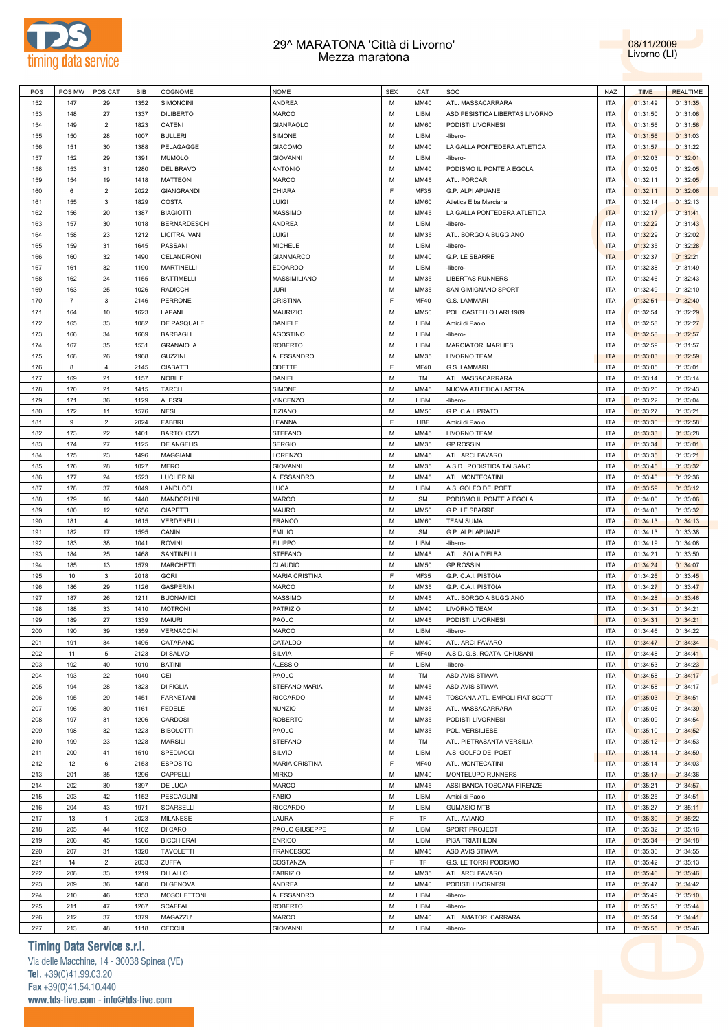# 29^ MARATONA 'Città di Livorno'
## Mezza maratona

08/11/2009
Livorno (LI)

| POS | POS MW | POS CAT | BIB | COGNOME | NOME | SEX | CAT | SOC | NAZ | TIME | REALTIME |
|---|---|---|---|---|---|---|---|---|---|---|---|
| 152 | 147 | 29 | 1352 | SIMONCINI | ANDREA | M | MM40 | ATL. MASSACARRARA | ITA | 01:31:49 | 01:31:35 |
| 153 | 148 | 27 | 1337 | DILIBERTO | MARCO | M | LIBM | ASD PESISTICA LIBERTAS LIVORNO | ITA | 01:31:50 | 01:31:06 |
| 154 | 149 | 2 | 1823 | CATENI | GIANPAOLO | M | MM60 | PODISTI LIVORNESI | ITA | 01:31:56 | 01:31:56 |
| 155 | 150 | 28 | 1007 | BULLERI | SIMONE | M | LIBM | -libero- | ITA | 01:31:56 | 01:31:03 |
| 156 | 151 | 30 | 1388 | PELAGAGGE | GIACOMO | M | MM40 | LA GALLA PONTEDERA ATLETICA | ITA | 01:31:57 | 01:31:22 |
| 157 | 152 | 29 | 1391 | MUMOLO | GIOVANNI | M | LIBM | -libero- | ITA | 01:32:03 | 01:32:01 |
| 158 | 153 | 31 | 1280 | DEL BRAVO | ANTONIO | M | MM40 | PODISMO IL PONTE A EGOLA | ITA | 01:32:05 | 01:32:05 |
| 159 | 154 | 19 | 1418 | MATTEONI | MARCO | M | MM45 | ATL. PORCARI | ITA | 01:32:11 | 01:32:05 |
| 160 | 6 | 2 | 2022 | GIANGRANDI | CHIARA | F | MF35 | G.P. ALPI APUANE | ITA | 01:32:11 | 01:32:06 |
| 161 | 155 | 3 | 1829 | COSTA | LUIGI | M | MM60 | Atletica Elba Marciana | ITA | 01:32:14 | 01:32:13 |
| 162 | 156 | 20 | 1387 | BIAGIOTTI | MASSIMO | M | MM45 | LA GALLA PONTEDERA ATLETICA | ITA | 01:32:17 | 01:31:41 |
| 163 | 157 | 30 | 1018 | BERNARDESCHI | ANDREA | M | LIBM | -libero- | ITA | 01:32:22 | 01:31:43 |
| 164 | 158 | 23 | 1212 | LICITRA IVAN | LUIGI | M | MM35 | ATL. BORGO A BUGGIANO | ITA | 01:32:29 | 01:32:02 |
| 165 | 159 | 31 | 1645 | PASSANI | MICHELE | M | LIBM | -libero- | ITA | 01:32:35 | 01:32:28 |
| 166 | 160 | 32 | 1490 | CELANDRONI | GIANMARCO | M | MM40 | G.P. LE SBARRE | ITA | 01:32:37 | 01:32:21 |
| 167 | 161 | 32 | 1190 | MARTINELLI | EDOARDO | M | LIBM | -libero- | ITA | 01:32:38 | 01:31:49 |
| 168 | 162 | 24 | 1155 | BATTIMELLI | MASSIMILIANO | M | MM35 | LIBERTAS RUNNERS | ITA | 01:32:46 | 01:32:43 |
| 169 | 163 | 25 | 1026 | RADICCHI | JURI | M | MM35 | SAN GIMIGNANO SPORT | ITA | 01:32:49 | 01:32:10 |
| 170 | 7 | 3 | 2146 | PERRONE | CRISTINA | F | MF40 | G.S. LAMMARI | ITA | 01:32:51 | 01:32:40 |
| 171 | 164 | 10 | 1623 | LAPANI | MAURIZIO | M | MM50 | POL. CASTELLO LARI 1989 | ITA | 01:32:54 | 01:32:29 |
| 172 | 165 | 33 | 1082 | DE PASQUALE | DANIELE | M | LIBM | Amici di Paolo | ITA | 01:32:58 | 01:32:27 |
| 173 | 166 | 34 | 1669 | BARBAGLI | AGOSTINO | M | LIBM | -libero- | ITA | 01:32:58 | 01:32:57 |
| 174 | 167 | 35 | 1531 | GRANAIOLA | ROBERTO | M | LIBM | MARCIATORI MARLIESI | ITA | 01:32:59 | 01:31:57 |
| 175 | 168 | 26 | 1968 | GUZZINI | ALESSANDRO | M | MM35 | LIVORNO TEAM | ITA | 01:33:03 | 01:32:59 |
| 176 | 8 | 4 | 2145 | CIABATTI | ODETTE | F | MF40 | G.S. LAMMARI | ITA | 01:33:05 | 01:33:01 |
| 177 | 169 | 21 | 1157 | NOBILE | DANIEL | M | TM | ATL. MASSACARRARA | ITA | 01:33:14 | 01:33:14 |
| 178 | 170 | 21 | 1415 | TARCHI | SIMONE | M | MM45 | NUOVA ATLETICA LASTRA | ITA | 01:33:20 | 01:32:43 |
| 179 | 171 | 36 | 1129 | ALESSI | VINCENZO | M | LIBM | -libero- | ITA | 01:33:22 | 01:33:04 |
| 180 | 172 | 11 | 1576 | NESI | TIZIANO | M | MM50 | G.P. C.A.I. PRATO | ITA | 01:33:27 | 01:33:21 |
| 181 | 9 | 2 | 2024 | FABBRI | LEANNA | F | LIBF | Amici di Paolo | ITA | 01:33:30 | 01:32:58 |
| 182 | 173 | 22 | 1401 | BARTOLOZZI | STEFANO | M | MM45 | LIVORNO TEAM | ITA | 01:33:33 | 01:33:28 |
| 183 | 174 | 27 | 1125 | DE ANGELIS | SERGIO | M | MM35 | GP ROSSINI | ITA | 01:33:34 | 01:33:01 |
| 184 | 175 | 23 | 1496 | MAGGIANI | LORENZO | M | MM45 | ATL. ARCI FAVARO | ITA | 01:33:35 | 01:33:21 |
| 185 | 176 | 28 | 1027 | MERO | GIOVANNI | M | MM35 | A.S.D. PODISTICA TALSANO | ITA | 01:33:45 | 01:33:32 |
| 186 | 177 | 24 | 1523 | LUCHERINI | ALESSANDRO | M | MM45 | ATL. MONTECATINI | ITA | 01:33:48 | 01:32:36 |
| 187 | 178 | 37 | 1049 | LANDUCCI | LUCA | M | LIBM | A.S. GOLFO DEI POETI | ITA | 01:33:59 | 01:33:12 |
| 188 | 179 | 16 | 1440 | MANDORLINI | MARCO | M | SM | PODISMO IL PONTE A EGOLA | ITA | 01:34:00 | 01:33:06 |
| 189 | 180 | 12 | 1656 | CIAPETTI | MAURO | M | MM50 | G.P. LE SBARRE | ITA | 01:34:03 | 01:33:32 |
| 190 | 181 | 4 | 1615 | VERDENELLI | FRANCO | M | MM60 | TEAM SUMA | ITA | 01:34:13 | 01:34:13 |
| 191 | 182 | 17 | 1595 | CANINI | EMILIO | M | SM | G.P. ALPI APUANE | ITA | 01:34:13 | 01:33:38 |
| 192 | 183 | 38 | 1041 | ROVINI | FILIPPO | M | LIBM | -libero- | ITA | 01:34:19 | 01:34:08 |
| 193 | 184 | 25 | 1468 | SANTINELLI | STEFANO | M | MM45 | ATL. ISOLA D'ELBA | ITA | 01:34:21 | 01:33:50 |
| 194 | 185 | 13 | 1579 | MARCHETTI | CLAUDIO | M | MM50 | GP ROSSINI | ITA | 01:34:24 | 01:34:07 |
| 195 | 10 | 3 | 2018 | GORI | MARIA CRISTINA | F | MF35 | G.P. C.A.I. PISTOIA | ITA | 01:34:26 | 01:33:45 |
| 196 | 186 | 29 | 1126 | GASPERINI | MARCO | M | MM35 | G.P. C.A.I. PISTOIA | ITA | 01:34:27 | 01:33:47 |
| 197 | 187 | 26 | 1211 | BUONAMICI | MASSIMO | M | MM45 | ATL. BORGO A BUGGIANO | ITA | 01:34:28 | 01:33:46 |
| 198 | 188 | 33 | 1410 | MOTRONI | PATRIZIO | M | MM40 | LIVORNO TEAM | ITA | 01:34:31 | 01:34:21 |
| 199 | 189 | 27 | 1339 | MAIURI | PAOLO | M | MM45 | PODISTI LIVORNESI | ITA | 01:34:31 | 01:34:21 |
| 200 | 190 | 39 | 1359 | VERNACCINI | MARCO | M | LIBM | -libero- | ITA | 01:34:46 | 01:34:22 |
| 201 | 191 | 34 | 1495 | CATAPANO | CATALDO | M | MM40 | ATL. ARCI FAVARO | ITA | 01:34:47 | 01:34:34 |
| 202 | 11 | 5 | 2123 | DI SALVO | SILVIA | F | MF40 | A.S.D. G.S. ROATA CHIUSANI | ITA | 01:34:48 | 01:34:41 |
| 203 | 192 | 40 | 1010 | BATINI | ALESSIO | M | LIBM | -libero- | ITA | 01:34:53 | 01:34:23 |
| 204 | 193 | 22 | 1040 | CEI | PAOLO | M | TM | ASD AVIS STIAVA | ITA | 01:34:58 | 01:34:17 |
| 205 | 194 | 28 | 1323 | DI FIGLIA | STEFANO MARIA | M | MM45 | ASD AVIS STIAVA | ITA | 01:34:58 | 01:34:17 |
| 206 | 195 | 29 | 1451 | FARNETANI | RICCARDO | M | MM45 | TOSCANA ATL. EMPOLI FIAT SCOTT | ITA | 01:35:03 | 01:34:51 |
| 207 | 196 | 30 | 1161 | FEDELE | NUNZIO | M | MM35 | ATL. MASSACARRARA | ITA | 01:35:06 | 01:34:39 |
| 208 | 197 | 31 | 1206 | CARDOSI | ROBERTO | M | MM35 | PODISTI LIVORNESI | ITA | 01:35:09 | 01:34:54 |
| 209 | 198 | 32 | 1223 | BIBOLOTTI | PAOLO | M | MM35 | POL. VERSILIESE | ITA | 01:35:10 | 01:34:52 |
| 210 | 199 | 23 | 1228 | MARSILI | STEFANO | M | TM | ATL. PIETRASANTA VERSILIA | ITA | 01:35:12 | 01:34:53 |
| 211 | 200 | 41 | 1510 | SPEDIACCI | SILVIO | M | LIBM | A.S. GOLFO DEI POETI | ITA | 01:35:14 | 01:34:59 |
| 212 | 12 | 6 | 2153 | ESPOSITO | MARIA CRISTINA | F | MF40 | ATL. MONTECATINI | ITA | 01:35:14 | 01:34:03 |
| 213 | 201 | 35 | 1296 | CAPPELLI | MIRKO | M | MM40 | MONTELUPO RUNNERS | ITA | 01:35:17 | 01:34:36 |
| 214 | 202 | 30 | 1397 | DE LUCA | MARCO | M | MM45 | ASSI BANCA TOSCANA FIRENZE | ITA | 01:35:21 | 01:34:57 |
| 215 | 203 | 42 | 1152 | PESCAGLINI | FABIO | M | LIBM | Amici di Paolo | ITA | 01:35:25 | 01:34:51 |
| 216 | 204 | 43 | 1971 | SCARSELLI | RICCARDO | M | LIBM | GUMASIO MTB | ITA | 01:35:27 | 01:35:11 |
| 217 | 13 | 1 | 2023 | MILANESE | LAURA | F | TF | ATL. AVIANO | ITA | 01:35:30 | 01:35:22 |
| 218 | 205 | 44 | 1102 | DI CARO | PAOLO GIUSEPPE | M | LIBM | SPORT PROJECT | ITA | 01:35:32 | 01:35:16 |
| 219 | 206 | 45 | 1506 | BICCHIERAI | ENRICO | M | LIBM | PISA TRIATHLON | ITA | 01:35:34 | 01:34:18 |
| 220 | 207 | 31 | 1320 | TAVOLETTI | FRANCESCO | M | MM45 | ASD AVIS STIAVA | ITA | 01:35:36 | 01:34:55 |
| 221 | 14 | 2 | 2033 | ZUFFA | COSTANZA | F | TF | G.S. LE TORRI PODISMO | ITA | 01:35:42 | 01:35:13 |
| 222 | 208 | 33 | 1219 | DI LALLO | FABRIZIO | M | MM35 | ATL. ARCI FAVARO | ITA | 01:35:46 | 01:35:46 |
| 223 | 209 | 36 | 1460 | DI GENOVA | ANDREA | M | MM40 | PODISTI LIVORNESI | ITA | 01:35:47 | 01:34:42 |
| 224 | 210 | 46 | 1353 | MOSCHETTONI | ALESSANDRO | M | LIBM | -libero- | ITA | 01:35:49 | 01:35:10 |
| 225 | 211 | 47 | 1267 | SCAFFAI | ROBERTO | M | LIBM | -libero- | ITA | 01:35:53 | 01:35:44 |
| 226 | 212 | 37 | 1379 | MAGAZZU' | MARCO | M | MM40 | ATL. AMATORI CARRARA | ITA | 01:35:54 | 01:34:41 |
| 227 | 213 | 48 | 1118 | CECCHI | GIOVANNI | M | LIBM | -libero- | ITA | 01:35:55 | 01:35:46 |

**Timing Data Service s.r.l.**
Via delle Macchine, 14 - 30038 Spinea (VE)
Tel. +39(0)41.99.03.20
Fax +39(0)41.54.10.440
www.tds-live.com - info@tds-live.com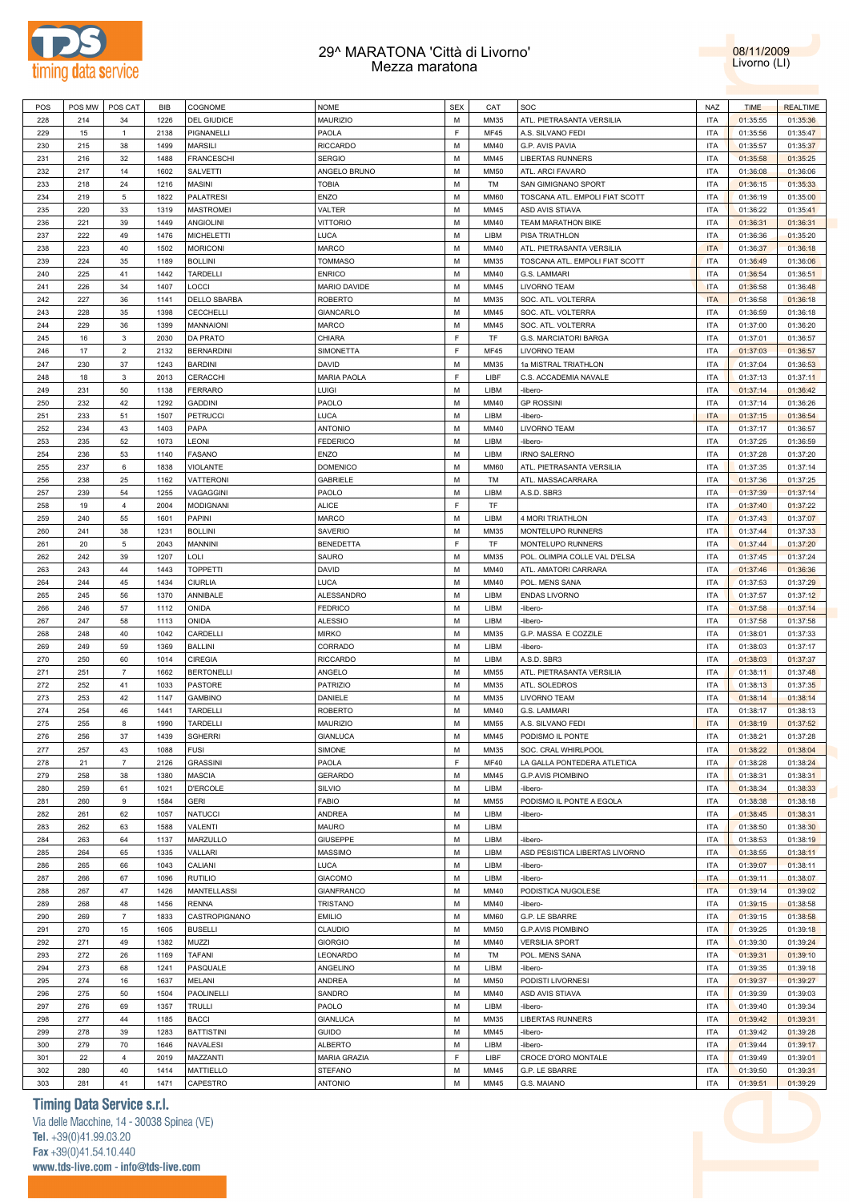# 29^ MARATONA 'Città di Livorno'
## Mezza maratona

08/11/2009
Livorno (LI)

| POS | POS MW | POS CAT | BIB | COGNOME | NOME | SEX | CAT | SOC | NAZ | TIME | REALTIME |
|---|---|---|---|---|---|---|---|---|---|---|---|
| 228 | 214 | 34 | 1226 | DEL GIUDICE | MAURIZIO | M | MM35 | ATL. PIETRASANTA VERSILIA | ITA | 01:35:55 | 01:35:36 |
| 229 | 15 | 1 | 2138 | PIGNANELLI | PAOLA | F | MF45 | A.S. SILVANO FEDI | ITA | 01:35:56 | 01:35:47 |
| 230 | 215 | 38 | 1499 | MARSILI | RICCARDO | M | MM40 | G.P. AVIS PAVIA | ITA | 01:35:57 | 01:35:37 |
| 231 | 216 | 32 | 1488 | FRANCESCHI | SERGIO | M | MM45 | LIBERTAS RUNNERS | ITA | 01:35:58 | 01:35:25 |
| 232 | 217 | 14 | 1602 | SALVETTI | ANGELO BRUNO | M | MM50 | ATL. ARCI FAVARO | ITA | 01:36:08 | 01:36:06 |
| 233 | 218 | 24 | 1216 | MASINI | TOBIA | M | TM | SAN GIMIGNANO SPORT | ITA | 01:36:15 | 01:35:33 |
| 234 | 219 | 5 | 1822 | PALATRESI | ENZO | M | MM60 | TOSCANA ATL. EMPOLI FIAT SCOTT | ITA | 01:36:19 | 01:35:00 |
| 235 | 220 | 33 | 1319 | MASTROMEI | VALTER | M | MM45 | ASD AVIS STIAVA | ITA | 01:36:22 | 01:35:41 |
| 236 | 221 | 39 | 1449 | ANGIOLINI | VITTORIO | M | MM40 | TEAM MARATHON BIKE | ITA | 01:36:31 | 01:36:31 |
| 237 | 222 | 49 | 1476 | MICHELETTI | LUCA | M | LIBM | PISA TRIATHLON | ITA | 01:36:36 | 01:35:20 |
| 238 | 223 | 40 | 1502 | MORICONI | MARCO | M | MM40 | ATL. PIETRASANTA VERSILIA | ITA | 01:36:37 | 01:36:18 |
| 239 | 224 | 35 | 1189 | BOLLINI | TOMMASO | M | MM35 | TOSCANA ATL. EMPOLI FIAT SCOTT | ITA | 01:36:49 | 01:36:06 |
| 240 | 225 | 41 | 1442 | TARDELLI | ENRICO | M | MM40 | G.S. LAMMARI | ITA | 01:36:54 | 01:36:51 |
| 241 | 226 | 34 | 1407 | LOCCI | MARIO DAVIDE | M | MM45 | LIVORNO TEAM | ITA | 01:36:58 | 01:36:48 |
| 242 | 227 | 36 | 1141 | DELLO SBARBA | ROBERTO | M | MM35 | SOC. ATL. VOLTERRA | ITA | 01:36:58 | 01:36:18 |
| 243 | 228 | 35 | 1398 | CECCHELLI | GIANCARLO | M | MM45 | SOC. ATL. VOLTERRA | ITA | 01:36:59 | 01:36:18 |
| 244 | 229 | 36 | 1399 | MANNAIONI | MARCO | M | MM45 | SOC. ATL. VOLTERRA | ITA | 01:37:00 | 01:36:20 |
| 245 | 16 | 3 | 2030 | DA PRATO | CHIARA | F | TF | G.S. MARCIATORI BARGA | ITA | 01:37:01 | 01:36:57 |
| 246 | 17 | 2 | 2132 | BERNARDINI | SIMONETTA | F | MF45 | LIVORNO TEAM | ITA | 01:37:03 | 01:36:57 |
| 247 | 230 | 37 | 1243 | BARDINI | DAVID | M | MM35 | 1a MISTRAL TRIATHLON | ITA | 01:37:04 | 01:36:53 |
| 248 | 18 | 3 | 2013 | CERACCHI | MARIA PAOLA | F | LIBF | C.S. ACCADEMIA NAVALE | ITA | 01:37:13 | 01:37:11 |
| 249 | 231 | 50 | 1138 | FERRARO | LUIGI | M | LIBM | -libero- | ITA | 01:37:14 | 01:36:42 |
| 250 | 232 | 42 | 1292 | GADDINI | PAOLO | M | MM40 | GP ROSSINI | ITA | 01:37:14 | 01:36:26 |
| 251 | 233 | 51 | 1507 | PETRUCCI | LUCA | M | LIBM | -libero- | ITA | 01:37:15 | 01:36:54 |
| 252 | 234 | 43 | 1403 | PAPA | ANTONIO | M | MM40 | LIVORNO TEAM | ITA | 01:37:17 | 01:36:57 |
| 253 | 235 | 52 | 1073 | LEONI | FEDERICO | M | LIBM | -libero- | ITA | 01:37:25 | 01:36:59 |
| 254 | 236 | 53 | 1140 | FASANO | ENZO | M | LIBM | IRNO SALERNO | ITA | 01:37:28 | 01:37:20 |
| 255 | 237 | 6 | 1838 | VIOLANTE | DOMENICO | M | MM60 | ATL. PIETRASANTA VERSILIA | ITA | 01:37:35 | 01:37:14 |
| 256 | 238 | 25 | 1162 | VATTERONI | GABRIELE | M | TM | ATL. MASSACARRARA | ITA | 01:37:36 | 01:37:25 |
| 257 | 239 | 54 | 1255 | VAGAGGINI | PAOLO | M | LIBM | A.S.D. SBR3 | ITA | 01:37:39 | 01:37:14 |
| 258 | 19 | 4 | 2004 | MODIGNANI | ALICE | F | TF | | ITA | 01:37:40 | 01:37:22 |
| 259 | 240 | 55 | 1601 | PAPINI | MARCO | M | LIBM | 4 MORI TRIATHLON | ITA | 01:37:43 | 01:37:07 |
| 260 | 241 | 38 | 1231 | BOLLINI | SAVERIO | M | MM35 | MONTELUPO RUNNERS | ITA | 01:37:44 | 01:37:33 |
| 261 | 20 | 5 | 2043 | MANNINI | BENEDETTA | F | TF | MONTELUPO RUNNERS | ITA | 01:37:44 | 01:37:20 |
| 262 | 242 | 39 | 1207 | LOLI | SAURO | M | MM35 | POL. OLIMPIA COLLE VAL D'ELSA | ITA | 01:37:45 | 01:37:24 |
| 263 | 243 | 44 | 1443 | TOPPETTI | DAVID | M | MM40 | ATL. AMATORI CARRARA | ITA | 01:37:46 | 01:36:36 |
| 264 | 244 | 45 | 1434 | CIURLIA | LUCA | M | MM40 | POL. MENS SANA | ITA | 01:37:53 | 01:37:29 |
| 265 | 245 | 56 | 1370 | ANNIBALE | ALESSANDRO | M | LIBM | ENDAS LIVORNO | ITA | 01:37:57 | 01:37:12 |
| 266 | 246 | 57 | 1112 | ONIDA | FEDRICO | M | LIBM | -libero- | ITA | 01:37:58 | 01:37:14 |
| 267 | 247 | 58 | 1113 | ONIDA | ALESSIO | M | LIBM | -libero- | ITA | 01:37:58 | 01:37:58 |
| 268 | 248 | 40 | 1042 | CARDELLI | MIRKO | M | MM35 | G.P. MASSA E COZZILE | ITA | 01:38:01 | 01:37:33 |
| 269 | 249 | 59 | 1369 | BALLINI | CORRADO | M | LIBM | -libero- | ITA | 01:38:03 | 01:37:17 |
| 270 | 250 | 60 | 1014 | CIREGIA | RICCARDO | M | LIBM | A.S.D. SBR3 | ITA | 01:38:03 | 01:37:37 |
| 271 | 251 | 7 | 1662 | BERTONELLI | ANGELO | M | MM55 | ATL. PIETRASANTA VERSILIA | ITA | 01:38:11 | 01:37:48 |
| 272 | 252 | 41 | 1033 | PASTORE | PATRIZIO | M | MM35 | ATL. SOLEDROS | ITA | 01:38:13 | 01:37:35 |
| 273 | 253 | 42 | 1147 | GAMBINO | DANIELE | M | MM35 | LIVORNO TEAM | ITA | 01:38:14 | 01:38:14 |
| 274 | 254 | 46 | 1441 | TARDELLI | ROBERTO | M | MM40 | G.S. LAMMARI | ITA | 01:38:17 | 01:38:13 |
| 275 | 255 | 8 | 1990 | TARDELLI | MAURIZIO | M | MM55 | A.S. SILVANO FEDI | ITA | 01:38:19 | 01:37:52 |
| 276 | 256 | 37 | 1439 | SGHERRI | GIANLUCA | M | MM45 | PODISMO IL PONTE | ITA | 01:38:21 | 01:37:28 |
| 277 | 257 | 43 | 1088 | FUSI | SIMONE | M | MM35 | SOC. CRAL WHIRLPOOL | ITA | 01:38:22 | 01:38:04 |
| 278 | 21 | 7 | 2126 | GRASSINI | PAOLA | F | MF40 | LA GALLA PONTEDERA ATLETICA | ITA | 01:38:28 | 01:38:24 |
| 279 | 258 | 38 | 1380 | MASCIA | GERARDO | M | MM45 | G.P.AVIS PIOMBINO | ITA | 01:38:31 | 01:38:31 |
| 280 | 259 | 61 | 1021 | D'ERCOLE | SILVIO | M | LIBM | -libero- | ITA | 01:38:34 | 01:38:33 |
| 281 | 260 | 9 | 1584 | GERI | FABIO | M | MM55 | PODISMO IL PONTE A EGOLA | ITA | 01:38:38 | 01:38:18 |
| 282 | 261 | 62 | 1057 | NATUCCI | ANDREA | M | LIBM | -libero- | ITA | 01:38:45 | 01:38:31 |
| 283 | 262 | 63 | 1588 | VALENTI | MAURO | M | LIBM | | ITA | 01:38:50 | 01:38:30 |
| 284 | 263 | 64 | 1137 | MARZULLO | GIUSEPPE | M | LIBM | -libero- | ITA | 01:38:53 | 01:38:19 |
| 285 | 264 | 65 | 1335 | VALLARI | MASSIMO | M | LIBM | ASD PESISTICA LIBERTAS LIVORNO | ITA | 01:38:55 | 01:38:11 |
| 286 | 265 | 66 | 1043 | CALIANI | LUCA | M | LIBM | -libero- | ITA | 01:39:07 | 01:38:11 |
| 287 | 266 | 67 | 1096 | RUTILIO | GIACOMO | M | LIBM | -libero- | ITA | 01:39:11 | 01:38:07 |
| 288 | 267 | 47 | 1426 | MANTELLASSI | GIANFRANCO | M | MM40 | PODISTICA NUGOLESE | ITA | 01:39:14 | 01:39:02 |
| 289 | 268 | 48 | 1456 | RENNA | TRISTANO | M | MM40 | -libero- | ITA | 01:39:15 | 01:38:58 |
| 290 | 269 | 7 | 1833 | CASTROPIGNANO | EMILIO | M | MM60 | G.P. LE SBARRE | ITA | 01:39:15 | 01:38:58 |
| 291 | 270 | 15 | 1605 | BUSELLI | CLAUDIO | M | MM50 | G.P.AVIS PIOMBINO | ITA | 01:39:25 | 01:39:18 |
| 292 | 271 | 49 | 1382 | MUZZI | GIORGIO | M | MM40 | VERSILIA SPORT | ITA | 01:39:30 | 01:39:24 |
| 293 | 272 | 26 | 1169 | TAFANI | LEONARDO | M | TM | POL. MENS SANA | ITA | 01:39:31 | 01:39:10 |
| 294 | 273 | 68 | 1241 | PASQUALE | ANGELINO | M | LIBM | -libero- | ITA | 01:39:35 | 01:39:18 |
| 295 | 274 | 16 | 1637 | MELANI | ANDREA | M | MM50 | PODISTI LIVORNESI | ITA | 01:39:37 | 01:39:27 |
| 296 | 275 | 50 | 1504 | PAOLINELLI | SANDRO | M | MM40 | ASD AVIS STIAVA | ITA | 01:39:39 | 01:39:03 |
| 297 | 276 | 69 | 1357 | TRULLI | PAOLO | M | LIBM | -libero- | ITA | 01:39:40 | 01:39:34 |
| 298 | 277 | 44 | 1185 | BACCI | GIANLUCA | M | MM35 | LIBERTAS RUNNERS | ITA | 01:39:42 | 01:39:31 |
| 299 | 278 | 39 | 1283 | BATTISTINI | GUIDO | M | MM45 | -libero- | ITA | 01:39:42 | 01:39:28 |
| 300 | 279 | 70 | 1646 | NAVALESI | ALBERTO | M | LIBM | -libero- | ITA | 01:39:44 | 01:39:17 |
| 301 | 22 | 4 | 2019 | MAZZANTI | MARIA GRAZIA | F | LIBF | CROCE D'ORO MONTALE | ITA | 01:39:49 | 01:39:01 |
| 302 | 280 | 40 | 1414 | MATTIELLO | STEFANO | M | MM45 | G.P. LE SBARRE | ITA | 01:39:50 | 01:39:31 |
| 303 | 281 | 41 | 1471 | CAPESTRO | ANTONIO | M | MM45 | G.S. MAIANO | ITA | 01:39:51 | 01:39:29 |

**Timing Data Service s.r.l.**
Via delle Macchine, 14 - 30038 Spinea (VE)
Tel. +39(0)41.99.03.20
Fax +39(0)41.54.10.440
www.tds-live.com - info@tds-live.com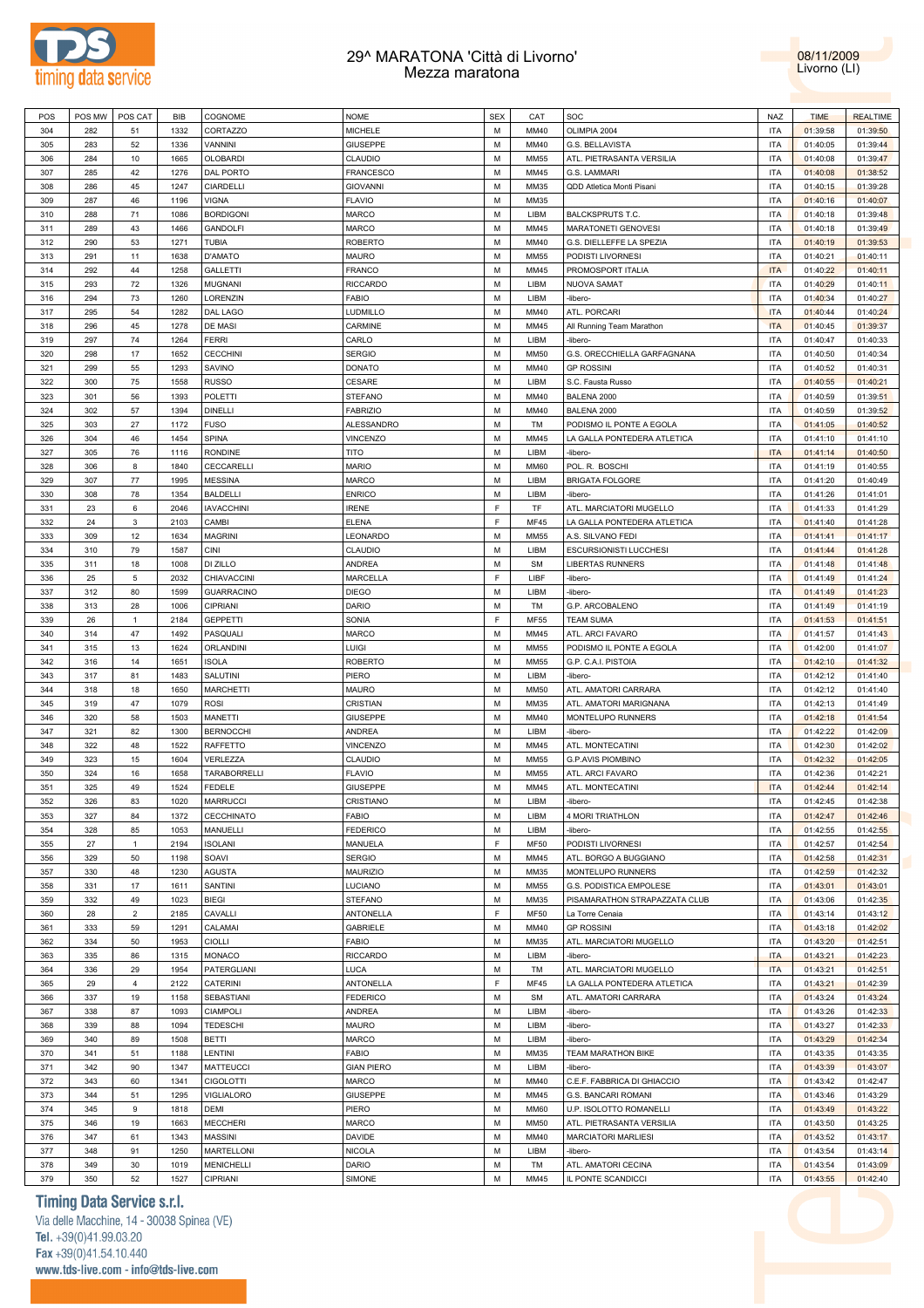# 29^ MARATONA 'Città di Livorno'
## Mezza maratona

08/11/2009
Livorno (LI)

| POS | POS MW | POS CAT | BIB | COGNOME | NOME | SEX | CAT | SOC | NAZ | TIME | REALTIME |
|---|---|---|---|---|---|---|---|---|---|---|---|
| 304 | 282 | 51 | 1332 | CORTAZZO | MICHELE | M | MM40 | OLIMPIA 2004 | ITA | 01:39:58 | 01:39:50 |
| 305 | 283 | 52 | 1336 | VANNINI | GIUSEPPE | M | MM40 | G.S. BELLAVISTA | ITA | 01:40:05 | 01:39:44 |
| 306 | 284 | 10 | 1665 | OLOBARDI | CLAUDIO | M | MM55 | ATL. PIETRASANTA VERSILIA | ITA | 01:40:08 | 01:39:47 |
| 307 | 285 | 42 | 1276 | DAL PORTO | FRANCESCO | M | MM45 | G.S. LAMMARI | ITA | 01:40:08 | 01:38:52 |
| 308 | 286 | 45 | 1247 | CIARDELLI | GIOVANNI | M | MM35 | QDD Atletica Monti Pisani | ITA | 01:40:15 | 01:39:28 |
| 309 | 287 | 46 | 1196 | VIGNA | FLAVIO | M | MM35 | | ITA | 01:40:16 | 01:40:07 |
| 310 | 288 | 71 | 1086 | BORDIGONI | MARCO | M | LIBM | BALCKSPRUTS T.C. | ITA | 01:40:18 | 01:39:48 |
| 311 | 289 | 43 | 1466 | GANDOLFI | MARCO | M | MM45 | MARATONETI GENOVESI | ITA | 01:40:18 | 01:39:49 |
| 312 | 290 | 53 | 1271 | TUBIA | ROBERTO | M | MM40 | G.S. DIELLEFFE LA SPEZIA | ITA | 01:40:19 | 01:39:53 |
| 313 | 291 | 11 | 1638 | D'AMATO | MAURO | M | MM55 | PODISTI LIVORNESI | ITA | 01:40:21 | 01:40:11 |
| 314 | 292 | 44 | 1258 | GALLETTI | FRANCO | M | MM45 | PROMOSPORT ITALIA | ITA | 01:40:22 | 01:40:11 |
| 315 | 293 | 72 | 1326 | MUGNANI | RICCARDO | M | LIBM | NUOVA SAMAT | ITA | 01:40:29 | 01:40:11 |
| 316 | 294 | 73 | 1260 | LORENZIN | FABIO | M | LIBM | -libero- | ITA | 01:40:34 | 01:40:27 |
| 317 | 295 | 54 | 1282 | DAL LAGO | LUDMILLO | M | MM40 | ATL. PORCARI | ITA | 01:40:44 | 01:40:24 |
| 318 | 296 | 45 | 1278 | DE MASI | CARMINE | M | MM45 | All Running Team Marathon | ITA | 01:40:45 | 01:39:37 |
| 319 | 297 | 74 | 1264 | FERRI | CARLO | M | LIBM | -libero- | ITA | 01:40:47 | 01:40:33 |
| 320 | 298 | 17 | 1652 | CECCHINI | SERGIO | M | MM50 | G.S. ORECCHIELLA GARFAGNANA | ITA | 01:40:50 | 01:40:34 |
| 321 | 299 | 55 | 1293 | SAVINO | DONATO | M | MM40 | GP ROSSINI | ITA | 01:40:52 | 01:40:31 |
| 322 | 300 | 75 | 1558 | RUSSO | CESARE | M | LIBM | S.C. Fausta Russo | ITA | 01:40:55 | 01:40:21 |
| 323 | 301 | 56 | 1393 | POLETTI | STEFANO | M | MM40 | BALENA 2000 | ITA | 01:40:59 | 01:39:51 |
| 324 | 302 | 57 | 1394 | DINELLI | FABRIZIO | M | MM40 | BALENA 2000 | ITA | 01:40:59 | 01:39:52 |
| 325 | 303 | 27 | 1172 | FUSO | ALESSANDRO | M | TM | PODISMO IL PONTE A EGOLA | ITA | 01:41:05 | 01:40:52 |
| 326 | 304 | 46 | 1454 | SPINA | VINCENZO | M | MM45 | LA GALLA PONTEDERA ATLETICA | ITA | 01:41:10 | 01:41:10 |
| 327 | 305 | 76 | 1116 | RONDINE | TITO | M | LIBM | -libero- | ITA | 01:41:14 | 01:40:50 |
| 328 | 306 | 8 | 1840 | CECCARELLI | MARIO | M | MM60 | POL. R. BOSCHI | ITA | 01:41:19 | 01:40:55 |
| 329 | 307 | 77 | 1995 | MESSINA | MARCO | M | LIBM | BRIGATA FOLGORE | ITA | 01:41:20 | 01:40:49 |
| 330 | 308 | 78 | 1354 | BALDELLI | ENRICO | M | LIBM | -libero- | ITA | 01:41:26 | 01:41:01 |
| 331 | 23 | 6 | 2046 | IAVACCHINI | IRENE | F | TF | ATL. MARCIATORI MUGELLO | ITA | 01:41:33 | 01:41:29 |
| 332 | 24 | 3 | 2103 | CAMBI | ELENA | F | MF45 | LA GALLA PONTEDERA ATLETICA | ITA | 01:41:40 | 01:41:28 |
| 333 | 309 | 12 | 1634 | MAGRINI | LEONARDO | M | MM55 | A.S. SILVANO FEDI | ITA | 01:41:41 | 01:41:17 |
| 334 | 310 | 79 | 1587 | CINI | CLAUDIO | M | LIBM | ESCURSIONISTI LUCCHESI | ITA | 01:41:44 | 01:41:28 |
| 335 | 311 | 18 | 1008 | DI ZILLO | ANDREA | M | SM | LIBERTAS RUNNERS | ITA | 01:41:48 | 01:41:48 |
| 336 | 25 | 5 | 2032 | CHIAVACCINI | MARCELLA | F | LIBF | -libero- | ITA | 01:41:49 | 01:41:24 |
| 337 | 312 | 80 | 1599 | GUARRACINO | DIEGO | M | LIBM | -libero- | ITA | 01:41:49 | 01:41:23 |
| 338 | 313 | 28 | 1006 | CIPRIANI | DARIO | M | TM | G.P. ARCOBALENO | ITA | 01:41:49 | 01:41:19 |
| 339 | 26 | 1 | 2184 | GEPPETTI | SONIA | F | MF55 | TEAM SUMA | ITA | 01:41:53 | 01:41:51 |
| 340 | 314 | 47 | 1492 | PASQUALI | MARCO | M | MM45 | ATL. ARCI FAVARO | ITA | 01:41:57 | 01:41:43 |
| 341 | 315 | 13 | 1624 | ORLANDINI | LUIGI | M | MM55 | PODISMO IL PONTE A EGOLA | ITA | 01:42:00 | 01:41:07 |
| 342 | 316 | 14 | 1651 | ISOLA | ROBERTO | M | MM55 | G.P. C.A.I. PISTOIA | ITA | 01:42:10 | 01:41:32 |
| 343 | 317 | 81 | 1483 | SALUTINI | PIERO | M | LIBM | -libero- | ITA | 01:42:12 | 01:41:40 |
| 344 | 318 | 18 | 1650 | MARCHETTI | MAURO | M | MM50 | ATL. AMATORI CARRARA | ITA | 01:42:12 | 01:41:40 |
| 345 | 319 | 47 | 1079 | ROSI | CRISTIAN | M | MM35 | ATL. AMATORI MARIGNANA | ITA | 01:42:13 | 01:41:49 |
| 346 | 320 | 58 | 1503 | MANETTI | GIUSEPPE | M | MM40 | MONTELUPO RUNNERS | ITA | 01:42:18 | 01:41:54 |
| 347 | 321 | 82 | 1300 | BERNOCCHI | ANDREA | M | LIBM | -libero- | ITA | 01:42:22 | 01:42:09 |
| 348 | 322 | 48 | 1522 | RAFFETTO | VINCENZO | M | MM45 | ATL. MONTECATINI | ITA | 01:42:30 | 01:42:02 |
| 349 | 323 | 15 | 1604 | VERLEZZA | CLAUDIO | M | MM55 | G.P.AVIS PIOMBINO | ITA | 01:42:32 | 01:42:05 |
| 350 | 324 | 16 | 1658 | TARABORRELLI | FLAVIO | M | MM55 | ATL. ARCI FAVARO | ITA | 01:42:36 | 01:42:21 |
| 351 | 325 | 49 | 1524 | FEDELE | GIUSEPPE | M | MM45 | ATL. MONTECATINI | ITA | 01:42:44 | 01:42:14 |
| 352 | 326 | 83 | 1020 | MARRUCCI | CRISTIANO | M | LIBM | -libero- | ITA | 01:42:45 | 01:42:38 |
| 353 | 327 | 84 | 1372 | CECCHINATO | FABIO | M | LIBM | 4 MORI TRIATHLON | ITA | 01:42:47 | 01:42:46 |
| 354 | 328 | 85 | 1053 | MANUELLI | FEDERICO | M | LIBM | -libero- | ITA | 01:42:55 | 01:42:55 |
| 355 | 27 | 1 | 2194 | ISOLANI | MANUELA | F | MF50 | PODISTI LIVORNESI | ITA | 01:42:57 | 01:42:54 |
| 356 | 329 | 50 | 1198 | SOAVI | SERGIO | M | MM45 | ATL. BORGO A BUGGIANO | ITA | 01:42:58 | 01:42:31 |
| 357 | 330 | 48 | 1230 | AGUSTA | MAURIZIO | M | MM35 | MONTELUPO RUNNERS | ITA | 01:42:59 | 01:42:32 |
| 358 | 331 | 17 | 1611 | SANTINI | LUCIANO | M | MM55 | G.S. PODISTICA EMPOLESE | ITA | 01:43:01 | 01:43:01 |
| 359 | 332 | 49 | 1023 | BIEGI | STEFANO | M | MM35 | PISAMARATHON STRAPAZZATA CLUB | ITA | 01:43:06 | 01:42:35 |
| 360 | 28 | 2 | 2185 | CAVALLI | ANTONELLA | F | MF50 | La Torre Cenaia | ITA | 01:43:14 | 01:43:12 |
| 361 | 333 | 59 | 1291 | CALAMAI | GABRIELE | M | MM40 | GP ROSSINI | ITA | 01:43:18 | 01:42:02 |
| 362 | 334 | 50 | 1953 | CIOLLI | FABIO | M | MM35 | ATL. MARCIATORI MUGELLO | ITA | 01:43:20 | 01:42:51 |
| 363 | 335 | 86 | 1315 | MONACO | RICCARDO | M | LIBM | -libero- | ITA | 01:43:21 | 01:42:23 |
| 364 | 336 | 29 | 1954 | PATERGLIANI | LUCA | M | TM | ATL. MARCIATORI MUGELLO | ITA | 01:43:21 | 01:42:51 |
| 365 | 29 | 4 | 2122 | CATERINI | ANTONELLA | F | MF45 | LA GALLA PONTEDERA ATLETICA | ITA | 01:43:21 | 01:42:39 |
| 366 | 337 | 19 | 1158 | SEBASTIANI | FEDERICO | M | SM | ATL. AMATORI CARRARA | ITA | 01:43:24 | 01:43:24 |
| 367 | 338 | 87 | 1093 | CIAMPOLI | ANDREA | M | LIBM | -libero- | ITA | 01:43:26 | 01:42:33 |
| 368 | 339 | 88 | 1094 | TEDESCHI | MAURO | M | LIBM | -libero- | ITA | 01:43:27 | 01:42:33 |
| 369 | 340 | 89 | 1508 | BETTI | MARCO | M | LIBM | -libero- | ITA | 01:43:29 | 01:42:34 |
| 370 | 341 | 51 | 1188 | LENTINI | FABIO | M | MM35 | TEAM MARATHON BIKE | ITA | 01:43:35 | 01:43:35 |
| 371 | 342 | 90 | 1347 | MATTEUCCI | GIAN PIERO | M | LIBM | -libero- | ITA | 01:43:39 | 01:43:07 |
| 372 | 343 | 60 | 1341 | CIGOLOTTI | MARCO | M | MM40 | C.E.F. FABBRICA DI GHIACCIO | ITA | 01:43:42 | 01:42:47 |
| 373 | 344 | 51 | 1295 | VIGLIALORO | GIUSEPPE | M | MM45 | G.S. BANCARI ROMANI | ITA | 01:43:46 | 01:43:29 |
| 374 | 345 | 9 | 1818 | DEMI | PIERO | M | MM60 | U.P. ISOLOTTO ROMANELLI | ITA | 01:43:49 | 01:43:22 |
| 375 | 346 | 19 | 1663 | MECCHERI | MARCO | M | MM50 | ATL. PIETRASANTA VERSILIA | ITA | 01:43:50 | 01:43:25 |
| 376 | 347 | 61 | 1343 | MASSINI | DAVIDE | M | MM40 | MARCIATORI MARLIESI | ITA | 01:43:52 | 01:43:17 |
| 377 | 348 | 91 | 1250 | MARTELLONI | NICOLA | M | LIBM | -libero- | ITA | 01:43:54 | 01:43:14 |
| 378 | 349 | 30 | 1019 | MENICHELLI | DARIO | M | TM | ATL. AMATORI CECINA | ITA | 01:43:54 | 01:43:09 |
| 379 | 350 | 52 | 1527 | CIPRIANI | SIMONE | M | MM45 | IL PONTE SCANDICCI | ITA | 01:43:55 | 01:42:40 |

**Timing Data Service s.r.l.**
Via delle Macchine, 14 - 30038 Spinea (VE)
Tel. +39(0)41.99.03.20
Fax +39(0)41.54.10.440
www.tds-live.com - info@tds-live.com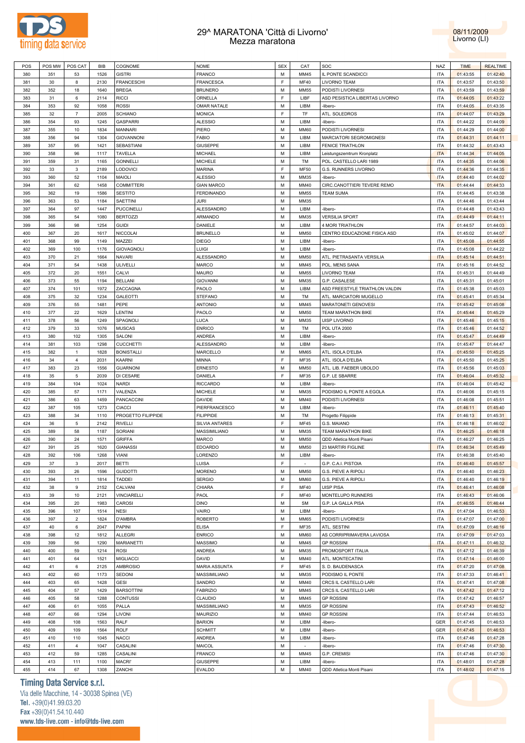# 29^ MARATONA 'Città di Livorno'
## Mezza maratona

08/11/2009
Livorno (LI)

| POS | POS MW | POS CAT | BIB | COGNOME | NOME | SEX | CAT | SOC | NAZ | TIME | REALTIME |
|---|---|---|---|---|---|---|---|---|---|---|---|
| 380 | 351 | 53 | 1526 | GISTRI | FRANCO | M | MM45 | IL PONTE SCANDICCI | ITA | 01:43:55 | 01:42:40 |
| 381 | 30 | 8 | 2130 | FRANCESCHI | FRANCESCA | F | MF40 | LIVORNO TEAM | ITA | 01:43:57 | 01:43:50 |
| 382 | 352 | 18 | 1640 | BREGA | BRUNERO | M | MM55 | PODISTI LIVORNESI | ITA | 01:43:59 | 01:43:59 |
| 383 | 31 | 6 | 2114 | RICCI | ORNELLA | F | LIBF | ASD PESISTICA LIBERTAS LIVORNO | ITA | 01:44:05 | 01:43:22 |
| 384 | 353 | 92 | 1058 | ROSSI | OMAR NATALE | M | LIBM | -libero- | ITA | 01:44:05 | 01:43:35 |
| 385 | 32 | 7 | 2005 | SCHIANO | MONICA | F | TF | ATL. SOLEDROS | ITA | 01:44:07 | 01:43:29 |
| 386 | 354 | 93 | 1245 | GASPARRI | ALESSIO | M | LIBM | -libero- | ITA | 01:44:22 | 01:44:09 |
| 387 | 355 | 10 | 1834 | MANNARI | PIERO | M | MM60 | PODISTI LIVORNESI | ITA | 01:44:29 | 01:44:00 |
| 388 | 356 | 94 | 1304 | GIOVANNONI | FABIO | M | LIBM | MARCIATORI SEGROMIGNESI | ITA | 01:44:31 | 01:44:11 |
| 389 | 357 | 95 | 1421 | SEBASTIANI | GIUSEPPE | M | LIBM | FENICE TRIATHLON | ITA | 01:44:32 | 01:43:43 |
| 390 | 358 | 96 | 1117 | TAVELLA | MICHAEL | M | LIBM | Leistungszemtrum Kronplatz | ITA | 01:44:34 | 01:44:05 |
| 391 | 359 | 31 | 1165 | GONNELLI | MICHELE | M | TM | POL. CASTELLO LARI 1989 | ITA | 01:44:35 | 01:44:06 |
| 392 | 33 | 3 | 2189 | LODOVICI | MARINA | F | MF50 | G.S. RUNNERS LIVORNO | ITA | 01:44:36 | 01:44:35 |
| 393 | 360 | 52 | 1104 | MAIOLI | ALESSIO | M | MM35 | -libero- | ITA | 01:44:40 | 01:44:02 |
| 394 | 361 | 62 | 1458 | COMMITTERI | GIAN MARCO | M | MM40 | CIRC.CANOTTIERI TEVERE REMO | ITA | 01:44:44 | 01:44:33 |
| 395 | 362 | 19 | 1586 | SESTITO | FERDINANDO | M | MM55 | TEAM SUMA | ITA | 01:44:45 | 01:43:38 |
| 396 | 363 | 53 | 1184 | SAETTINI | JURI | M | MM35 | | ITA | 01:44:46 | 01:43:44 |
| 397 | 364 | 97 | 1447 | PUCCINELLI | ALESSANDRO | M | LIBM | -libero- | ITA | 01:44:48 | 01:43:43 |
| 398 | 365 | 54 | 1080 | BERTOZZI | ARMANDO | M | MM35 | VERSILIA SPORT | ITA | 01:44:49 | 01:44:11 |
| 399 | 366 | 98 | 1254 | GUIDI | DANIELE | M | LIBM | 4 MORI TRIATHLON | ITA | 01:44:57 | 01:44:03 |
| 400 | 367 | 20 | 1617 | NICCOLAI | BRUNELLO | M | MM50 | CENTRO EDUCAZIONE FISICA ASD | ITA | 01:45:02 | 01:44:07 |
| 401 | 368 | 99 | 1149 | MAZZEI | DIEGO | M | LIBM | -libero- | ITA | 01:45:08 | 01:44:55 |
| 402 | 369 | 100 | 1176 | GIOVAGNOLI | LUIGI | M | LIBM | -libero- | ITA | 01:45:08 | 01:44:22 |
| 403 | 370 | 21 | 1664 | NAVARI | ALESSANDRO | M | MM50 | ATL. PIETRASANTA VERSILIA | ITA | 01:45:14 | 01:44:51 |
| 404 | 371 | 54 | 1438 | ULIVELLI | MARCO | M | MM45 | POL. MENS SANA | ITA | 01:45:16 | 01:44:52 |
| 405 | 372 | 20 | 1551 | CALVI | MAURO | M | MM55 | LIVORNO TEAM | ITA | 01:45:31 | 01:44:49 |
| 406 | 373 | 55 | 1194 | BELLANI | GIOVANNI | M | MM35 | G.P. CASALESE | ITA | 01:45:31 | 01:45:01 |
| 407 | 374 | 101 | 1972 | ZACCAGNA | PAOLO | M | LIBM | ASD FREESTYLE TRIATHLON VALDIN | ITA | 01:45:38 | 01:45:03 |
| 408 | 375 | 32 | 1234 | GALEOTTI | STEFANO | M | TM | ATL. MARCIATORI MUGELLO | ITA | 01:45:41 | 01:45:34 |
| 409 | 376 | 55 | 1481 | PEPE | ANTONIO | M | MM45 | MARATONETI GENOVESI | ITA | 01:45:42 | 01:45:08 |
| 410 | 377 | 22 | 1629 | LENTINI | PAOLO | M | MM50 | TEAM MARATHON BIKE | ITA | 01:45:44 | 01:45:29 |
| 411 | 378 | 56 | 1249 | SPAGNOLI | LUCA | M | MM35 | UISP LIVORNO | ITA | 01:45:46 | 01:45:15 |
| 412 | 379 | 33 | 1076 | MUSCAS | ENRICO | M | TM | POL UTA 2000 | ITA | 01:45:46 | 01:44:52 |
| 413 | 380 | 102 | 1305 | SALONI | ANDREA | M | LIBM | -libero- | ITA | 01:45:47 | 01:44:49 |
| 414 | 381 | 103 | 1298 | CUCCHETTI | ALESSANDRO | M | LIBM | -libero- | ITA | 01:45:47 | 01:44:47 |
| 415 | 382 | 1 | 1828 | BONISTALLI | MARCELLO | M | MM65 | ATL. ISOLA D'ELBA | ITA | 01:45:50 | 01:45:25 |
| 416 | 34 | 4 | 2031 | KAARNI | MINNA | F | MF35 | ATL. ISOLA D'ELBA | ITA | 01:45:50 | 01:45:25 |
| 417 | 383 | 23 | 1556 | GUARNONI | ERNESTO | M | MM50 | ATL. LIB. FAEBER UBOLDO | ITA | 01:45:56 | 01:45:03 |
| 418 | 35 | 5 | 2039 | DI CESARE | DANIELA | F | MF35 | G.P. LE SBARRE | ITA | 01:46:04 | 01:45:32 |
| 419 | 384 | 104 | 1024 | NARDI | RICCARDO | M | LIBM | -libero- | ITA | 01:46:04 | 01:45:42 |
| 420 | 385 | 57 | 1171 | VALENZA | MICHELE | M | MM35 | PODISMO IL PONTE A EGOLA | ITA | 01:46:06 | 01:45:15 |
| 421 | 386 | 63 | 1459 | PANCACCINI | DAVIDE | M | MM40 | PODISTI LIVORNESI | ITA | 01:46:08 | 01:45:51 |
| 422 | 387 | 105 | 1273 | CIACCI | PIERFRANCESCO | M | LIBM | -libero- | ITA | 01:46:11 | 01:45:40 |
| 423 | 388 | 34 | 1110 | PROGETTO FILIPPIDE | FILIPPIDE | M | TM | Progetto Filippide | ITA | 01:46:13 | 01:45:31 |
| 424 | 36 | 5 | 2142 | RIVELLI | SILVIA ANTARES | F | MF45 | G.S. MAIANO | ITA | 01:46:18 | 01:46:02 |
| 425 | 389 | 58 | 1187 | SORIANI | MASSIMILIANO | M | MM35 | TEAM MARATHON BIKE | ITA | 01:46:25 | 01:46:18 |
| 426 | 390 | 24 | 1571 | GRIFFA | MARCO | M | MM50 | QDD Atletica Monti Pisani | ITA | 01:46:27 | 01:46:25 |
| 427 | 391 | 25 | 1620 | GIANASSI | EDOARDO | M | MM50 | 23 MARTIRI FIGLINE | ITA | 01:46:34 | 01:45:49 |
| 428 | 392 | 106 | 1268 | VIANI | LORENZO | M | LIBM | -libero- | ITA | 01:46:38 | 01:45:40 |
| 429 | 37 | 3 | 2017 | BETTI | LUISA | F | - | G.P. C.A.I. PISTOIA | ITA | 01:46:40 | 01:45:57 |
| 430 | 393 | 26 | 1596 | GUIDOTTI | MORENO | M | MM50 | G.S. PIEVE A RIPOLI | ITA | 01:46:40 | 01:46:23 |
| 431 | 394 | 11 | 1814 | TADDEI | SERGIO | M | MM60 | G.S. PIEVE A RIPOLI | ITA | 01:46:40 | 01:46:19 |
| 432 | 38 | 9 | 2152 | CALVANI | CHIARA | F | MF40 | UISP PISA | ITA | 01:46:41 | 01:46:08 |
| 433 | 39 | 10 | 2121 | VINCIARELLI | PAOL | F | MF40 | MONTELUPO RUNNERS | ITA | 01:46:43 | 01:46:06 |
| 434 | 395 | 20 | 1983 | CAROSI | DINO | M | SM | G.P. LA GALLA PISA | ITA | 01:46:55 | 01:46:44 |
| 435 | 396 | 107 | 1514 | NESI | VAIRO | M | LIBM | -libero- | ITA | 01:47:04 | 01:46:53 |
| 436 | 397 | 2 | 1824 | D'AMBRA | ROBERTO | M | MM65 | PODISTI LIVORNESI | ITA | 01:47:07 | 01:47:00 |
| 437 | 40 | 6 | 2047 | PAPINI | ELISA | F | MF35 | ATL. SESTINI | ITA | 01:47:09 | 01:46:16 |
| 438 | 398 | 12 | 1812 | ALLEGRI | ENRICO | M | MM60 | AS CORRIPRIMAVERA LAVIOSA | ITA | 01:47:09 | 01:47:03 |
| 439 | 399 | 56 | 1290 | MARIANETTI | MASSIMO | M | MM45 | GP ROSSINI | ITA | 01:47:11 | 01:46:32 |
| 440 | 400 | 59 | 1214 | ROSI | ANDREA | M | MM35 | PROMOSPORT ITALIA | ITA | 01:47:12 | 01:46:39 |
| 441 | 401 | 64 | 1521 | MIGLIACCI | DAVID | M | MM40 | ATL. MONTECATINI | ITA | 01:47:14 | 01:46:00 |
| 442 | 41 | 6 | 2125 | AMBROSIO | MARIA ASSUNTA | F | MF45 | S. D. BAUDENASCA | ITA | 01:47:20 | 01:47:08 |
| 443 | 402 | 60 | 1173 | SEDONI | MASSIMILIANO | M | MM35 | PODISMO IL PONTE | ITA | 01:47:33 | 01:46:41 |
| 444 | 403 | 65 | 1428 | GESI | SANDRO | M | MM40 | CRCS IL CASTELLO LARI | ITA | 01:47:41 | 01:47:08 |
| 445 | 404 | 57 | 1429 | BARSOTTINI | FABRIZIO | M | MM45 | CRCS IL CASTELLO LARI | ITA | 01:47:42 | 01:47:12 |
| 446 | 405 | 58 | 1288 | CONTUSSI | CLAUDIO | M | MM45 | GP ROSSINI | ITA | 01:47:42 | 01:46:57 |
| 447 | 406 | 61 | 1055 | PALLA | MASSIMILIANO | M | MM35 | GP ROSSINI | ITA | 01:47:43 | 01:46:52 |
| 448 | 407 | 66 | 1294 | LIVONI | MAURIZIO | M | MM40 | GP ROSSINI | ITA | 01:47:44 | 01:46:53 |
| 449 | 408 | 108 | 1563 | RALF | BARION | M | LIBM | -libero- | GER | 01:47:45 | 01:46:53 |
| 450 | 409 | 109 | 1564 | ROLF | SCHMITT | M | LIBM | -libero- | GER | 01:47:45 | 01:46:53 |
| 451 | 410 | 110 | 1045 | NACCI | ANDREA | M | LIBM | -libero- | ITA | 01:47:46 | 01:47:28 |
| 452 | 411 | 4 | 1047 | CASALINI | MAICOL | M | - | -libero- | ITA | 01:47:46 | 01:47:30 |
| 453 | 412 | 59 | 1285 | CASALINI | FRANCO | M | MM45 | G.P. CREMISI | ITA | 01:47:46 | 01:47:30 |
| 454 | 413 | 111 | 1100 | MACRI' | GIUSEPPE | M | LIBM | -libero- | ITA | 01:48:01 | 01:47:28 |
| 455 | 414 | 67 | 1308 | ZANCHI | EVALDO | M | MM40 | QDD Atletica Monti Pisani | ITA | 01:48:02 | 01:47:15 |

**Timing Data Service s.r.l.**
Via delle Macchine, 14 - 30038 Spinea (VE)
Tel. +39(0)41.99.03.20
Fax +39(0)41.54.10.440
www.tds-live.com - info@tds-live.com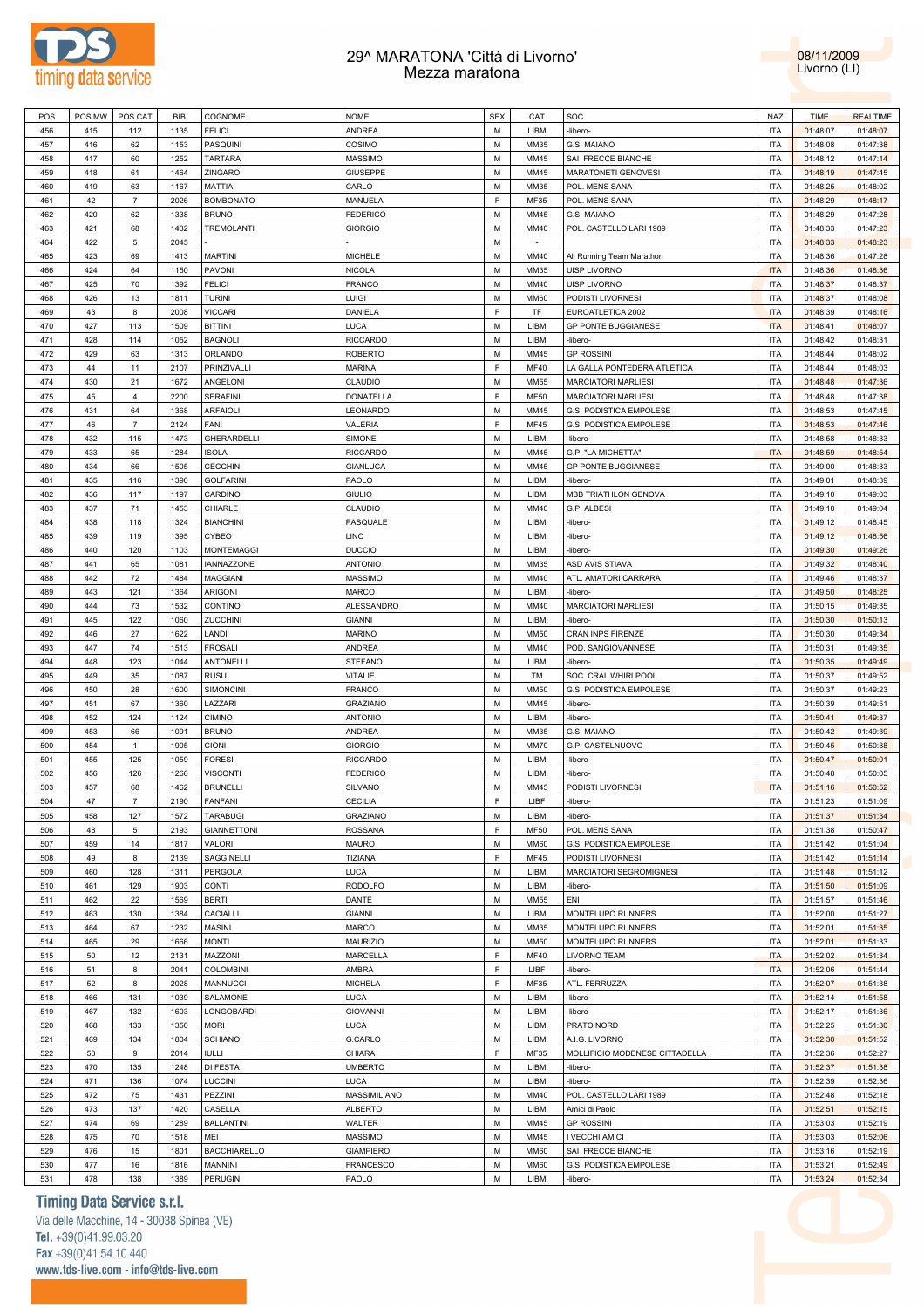# 29^ MARATONA 'Città di Livorno'
## Mezza maratona

08/11/2009
Livorno (LI)

| POS | POS MW | POS CAT | BIB | COGNOME | NOME | SEX | CAT | SOC | NAZ | TIME | REALTIME |
|---|---|---|---|---|---|---|---|---|---|---|---|
| 456 | 415 | 112 | 1135 | FELICI | ANDREA | M | LIBM | -libero- | ITA | 01:48:07 | 01:48:07 |
| 457 | 416 | 62 | 1153 | PASQUINI | COSIMO | M | MM35 | G.S. MAIANO | ITA | 01:48:08 | 01:47:38 |
| 458 | 417 | 60 | 1252 | TARTARA | MASSIMO | M | MM45 | SAI FRECCE BIANCHE | ITA | 01:48:12 | 01:47:14 |
| 459 | 418 | 61 | 1464 | ZINGARO | GIUSEPPE | M | MM45 | MARATONETI GENOVESI | ITA | 01:48:19 | 01:47:45 |
| 460 | 419 | 63 | 1167 | MATTIA | CARLO | M | MM35 | POL. MENS SANA | ITA | 01:48:25 | 01:48:02 |
| 461 | 42 | 7 | 2026 | BOMBONATO | MANUELA | F | MF35 | POL. MENS SANA | ITA | 01:48:29 | 01:48:17 |
| 462 | 420 | 62 | 1338 | BRUNO | FEDERICO | M | MM45 | G.S. MAIANO | ITA | 01:48:29 | 01:47:28 |
| 463 | 421 | 68 | 1432 | TREMOLANTI | GIORGIO | M | MM40 | POL. CASTELLO LARI 1989 | ITA | 01:48:33 | 01:47:23 |
| 464 | 422 | 5 | 2045 | - | - | M | - | | ITA | 01:48:33 | 01:48:23 |
| 465 | 423 | 69 | 1413 | MARTINI | MICHELE | M | MM40 | All Running Team Marathon | ITA | 01:48:36 | 01:47:28 |
| 466 | 424 | 64 | 1150 | PAVONI | NICOLA | M | MM35 | UISP LIVORNO | ITA | 01:48:36 | 01:48:36 |
| 467 | 425 | 70 | 1392 | FELICI | FRANCO | M | MM40 | UISP LIVORNO | ITA | 01:48:37 | 01:48:37 |
| 468 | 426 | 13 | 1811 | TURINI | LUIGI | M | MM60 | PODISTI LIVORNESI | ITA | 01:48:37 | 01:48:08 |
| 469 | 43 | 8 | 2008 | VICCARI | DANIELA | F | TF | EUROATLETICA 2002 | ITA | 01:48:39 | 01:48:16 |
| 470 | 427 | 113 | 1509 | BITTINI | LUCA | M | LIBM | GP PONTE BUGGIANESE | ITA | 01:48:41 | 01:48:07 |
| 471 | 428 | 114 | 1052 | BAGNOLI | RICCARDO | M | LIBM | -libero- | ITA | 01:48:42 | 01:48:31 |
| 472 | 429 | 63 | 1313 | ORLANDO | ROBERTO | M | MM45 | GP ROSSINI | ITA | 01:48:44 | 01:48:02 |
| 473 | 44 | 11 | 2107 | PRINZIVALLI | MARINA | F | MF40 | LA GALLA PONTEDERA ATLETICA | ITA | 01:48:44 | 01:48:03 |
| 474 | 430 | 21 | 1672 | ANGELONI | CLAUDIO | M | MM55 | MARCIATORI MARLIESI | ITA | 01:48:48 | 01:47:36 |
| 475 | 45 | 4 | 2200 | SERAFINI | DONATELLA | F | MF50 | MARCIATORI MARLIESI | ITA | 01:48:48 | 01:47:38 |
| 476 | 431 | 64 | 1368 | ARFAIOLI | LEONARDO | M | MM45 | G.S. PODISTICA EMPOLESE | ITA | 01:48:53 | 01:47:45 |
| 477 | 46 | 7 | 2124 | FANI | VALERIA | F | MF45 | G.S. PODISTICA EMPOLESE | ITA | 01:48:53 | 01:47:46 |
| 478 | 432 | 115 | 1473 | GHERARDELLI | SIMONE | M | LIBM | -libero- | ITA | 01:48:58 | 01:48:33 |
| 479 | 433 | 65 | 1284 | ISOLA | RICCARDO | M | MM45 | G.P. "LA MICHETTA" | ITA | 01:48:59 | 01:48:54 |
| 480 | 434 | 66 | 1505 | CECCHINI | GIANLUCA | M | MM45 | GP PONTE BUGGIANESE | ITA | 01:49:00 | 01:48:33 |
| 481 | 435 | 116 | 1390 | GOLFARINI | PAOLO | M | LIBM | -libero- | ITA | 01:49:01 | 01:48:39 |
| 482 | 436 | 117 | 1197 | CARDINO | GIULIO | M | LIBM | MBB TRIATHLON GENOVA | ITA | 01:49:10 | 01:49:03 |
| 483 | 437 | 71 | 1453 | CHIARLE | CLAUDIO | M | MM40 | G.P. ALBESI | ITA | 01:49:10 | 01:49:04 |
| 484 | 438 | 118 | 1324 | BIANCHINI | PASQUALE | M | LIBM | -libero- | ITA | 01:49:12 | 01:48:45 |
| 485 | 439 | 119 | 1395 | CYBEO | LINO | M | LIBM | -libero- | ITA | 01:49:12 | 01:48:56 |
| 486 | 440 | 120 | 1103 | MONTEMAGGI | DUCCIO | M | LIBM | -libero- | ITA | 01:49:30 | 01:49:26 |
| 487 | 441 | 65 | 1081 | IANNAZZONE | ANTONIO | M | MM35 | ASD AVIS STIAVA | ITA | 01:49:32 | 01:48:40 |
| 488 | 442 | 72 | 1484 | MAGGIANI | MASSIMO | M | MM40 | ATL. AMATORI CARRARA | ITA | 01:49:46 | 01:48:37 |
| 489 | 443 | 121 | 1364 | ARIGONI | MARCO | M | LIBM | -libero- | ITA | 01:49:50 | 01:48:25 |
| 490 | 444 | 73 | 1532 | CONTINO | ALESSANDRO | M | MM40 | MARCIATORI MARLIESI | ITA | 01:50:15 | 01:49:35 |
| 491 | 445 | 122 | 1060 | ZUCCHINI | GIANNI | M | LIBM | -libero- | ITA | 01:50:30 | 01:50:13 |
| 492 | 446 | 27 | 1622 | LANDI | MARINO | M | MM50 | CRAN INPS FIRENZE | ITA | 01:50:30 | 01:49:34 |
| 493 | 447 | 74 | 1513 | FROSALI | ANDREA | M | MM40 | POD. SANGIOVANNESE | ITA | 01:50:31 | 01:49:35 |
| 494 | 448 | 123 | 1044 | ANTONELLI | STEFANO | M | LIBM | -libero- | ITA | 01:50:35 | 01:49:49 |
| 495 | 449 | 35 | 1087 | RUSU | VITALIE | M | TM | SOC. CRAL WHIRLPOOL | ITA | 01:50:37 | 01:49:52 |
| 496 | 450 | 28 | 1600 | SIMONCINI | FRANCO | M | MM50 | G.S. PODISTICA EMPOLESE | ITA | 01:50:37 | 01:49:23 |
| 497 | 451 | 67 | 1360 | LAZZARI | GRAZIANO | M | MM45 | -libero- | ITA | 01:50:39 | 01:49:51 |
| 498 | 452 | 124 | 1124 | CIMINO | ANTONIO | M | LIBM | -libero- | ITA | 01:50:41 | 01:49:37 |
| 499 | 453 | 66 | 1091 | BRUNO | ANDREA | M | MM35 | G.S. MAIANO | ITA | 01:50:42 | 01:49:39 |
| 500 | 454 | 1 | 1905 | CIONI | GIORGIO | M | MM70 | G.P. CASTELNUOVO | ITA | 01:50:45 | 01:50:38 |
| 501 | 455 | 125 | 1059 | FORESI | RICCARDO | M | LIBM | -libero- | ITA | 01:50:47 | 01:50:01 |
| 502 | 456 | 126 | 1266 | VISCONTI | FEDERICO | M | LIBM | -libero- | ITA | 01:50:48 | 01:50:05 |
| 503 | 457 | 68 | 1462 | BRUNELLI | SILVANO | M | MM45 | PODISTI LIVORNESI | ITA | 01:51:16 | 01:50:52 |
| 504 | 47 | 7 | 2190 | FANFANI | CECILIA | F | LIBF | -libero- | ITA | 01:51:23 | 01:51:09 |
| 505 | 458 | 127 | 1572 | TARABUGI | GRAZIANO | M | LIBM | -libero- | ITA | 01:51:37 | 01:51:34 |
| 506 | 48 | 5 | 2193 | GIANNETTONI | ROSSANA | F | MF50 | POL. MENS SANA | ITA | 01:51:38 | 01:50:47 |
| 507 | 459 | 14 | 1817 | VALORI | MAURO | M | MM60 | G.S. PODISTICA EMPOLESE | ITA | 01:51:42 | 01:51:04 |
| 508 | 49 | 8 | 2139 | SAGGINELLI | TIZIANA | F | MF45 | PODISTI LIVORNESI | ITA | 01:51:42 | 01:51:14 |
| 509 | 460 | 128 | 1311 | PERGOLA | LUCA | M | LIBM | MARCIATORI SEGROMIGNESI | ITA | 01:51:48 | 01:51:12 |
| 510 | 461 | 129 | 1903 | CONTI | RODOLFO | M | LIBM | -libero- | ITA | 01:51:50 | 01:51:09 |
| 511 | 462 | 22 | 1569 | BERTI | DANTE | M | MM55 | ENI | ITA | 01:51:57 | 01:51:46 |
| 512 | 463 | 130 | 1384 | CACIALLI | GIANNI | M | LIBM | MONTELUPO RUNNERS | ITA | 01:52:00 | 01:51:27 |
| 513 | 464 | 67 | 1232 | MASINI | MARCO | M | MM35 | MONTELUPO RUNNERS | ITA | 01:52:01 | 01:51:35 |
| 514 | 465 | 29 | 1666 | MONTI | MAURIZIO | M | MM50 | MONTELUPO RUNNERS | ITA | 01:52:01 | 01:51:33 |
| 515 | 50 | 12 | 2131 | MAZZONI | MARCELLA | F | MF40 | LIVORNO TEAM | ITA | 01:52:02 | 01:51:34 |
| 516 | 51 | 8 | 2041 | COLOMBINI | AMBRA | F | LIBF | -libero- | ITA | 01:52:06 | 01:51:44 |
| 517 | 52 | 8 | 2028 | MANNUCCI | MICHELA | F | MF35 | ATL. FERRUZZA | ITA | 01:52:07 | 01:51:38 |
| 518 | 466 | 131 | 1039 | SALAMONE | LUCA | M | LIBM | -libero- | ITA | 01:52:14 | 01:51:58 |
| 519 | 467 | 132 | 1603 | LONGOBARDI | GIOVANNI | M | LIBM | -libero- | ITA | 01:52:17 | 01:51:36 |
| 520 | 468 | 133 | 1350 | MORI | LUCA | M | LIBM | PRATO NORD | ITA | 01:52:25 | 01:51:30 |
| 521 | 469 | 134 | 1804 | SCHIANO | G.CARLO | M | LIBM | A.I.G. LIVORNO | ITA | 01:52:30 | 01:51:52 |
| 522 | 53 | 9 | 2014 | IULLI | CHIARA | F | MF35 | MOLLIFICIO MODENESE CITTADELLA | ITA | 01:52:36 | 01:52:27 |
| 523 | 470 | 135 | 1248 | DI FESTA | UMBERTO | M | LIBM | -libero- | ITA | 01:52:37 | 01:51:38 |
| 524 | 471 | 136 | 1074 | LUCCINI | LUCA | M | LIBM | -libero- | ITA | 01:52:39 | 01:52:36 |
| 525 | 472 | 75 | 1431 | PEZZINI | MASSIMILIANO | M | MM40 | POL. CASTELLO LARI 1989 | ITA | 01:52:48 | 01:52:18 |
| 526 | 473 | 137 | 1420 | CASELLA | ALBERTO | M | LIBM | Amici di Paolo | ITA | 01:52:51 | 01:52:15 |
| 527 | 474 | 69 | 1289 | BALLANTINI | WALTER | M | MM45 | GP ROSSINI | ITA | 01:53:03 | 01:52:19 |
| 528 | 475 | 70 | 1518 | MEI | MASSIMO | M | MM45 | I VECCHI AMICI | ITA | 01:53:03 | 01:52:06 |
| 529 | 476 | 15 | 1801 | BACCHIARELLO | GIAMPIERO | M | MM60 | SAI FRECCE BIANCHE | ITA | 01:53:16 | 01:52:19 |
| 530 | 477 | 16 | 1816 | MANNINI | FRANCESCO | M | MM60 | G.S. PODISTICA EMPOLESE | ITA | 01:53:21 | 01:52:49 |
| 531 | 478 | 138 | 1389 | PERUGINI | PAOLO | M | LIBM | -libero- | ITA | 01:53:24 | 01:52:34 |

**Timing Data Service s.r.l.**
Via delle Macchine, 14 - 30038 Spinea (VE)
Tel. +39(0)41.99.03.20
Fax +39(0)41.54.10.440
www.tds-live.com - info@tds-live.com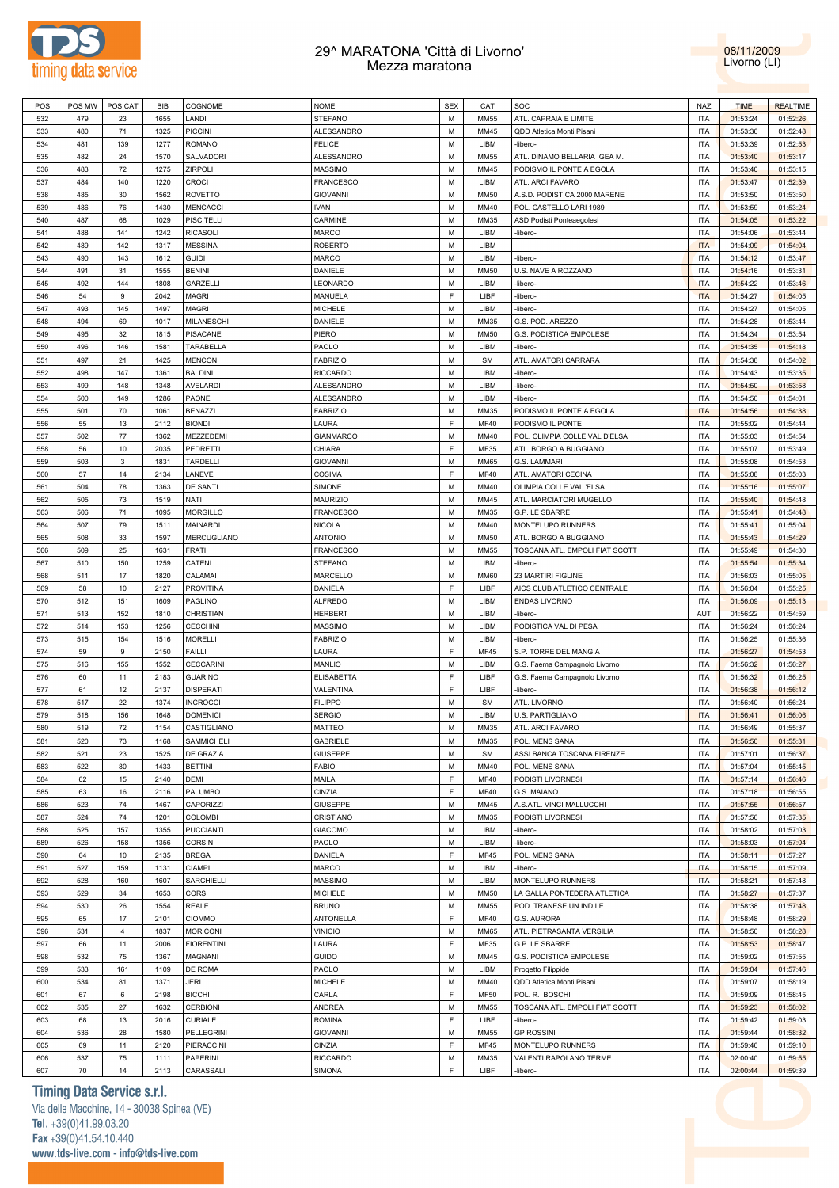# 29^ MARATONA 'Città di Livorno'
## Mezza maratona

08/11/2009
Livorno (LI)

| POS | POS MW | POS CAT | BIB | COGNOME | NOME | SEX | CAT | SOC | NAZ | TIME | REALTIME |
|---|---|---|---|---|---|---|---|---|---|---|---|
| 532 | 479 | 23 | 1655 | LANDI | STEFANO | M | MM55 | ATL. CAPRAIA E LIMITE | ITA | 01:53:24 | 01:52:26 |
| 533 | 480 | 71 | 1325 | PICCINI | ALESSANDRO | M | MM45 | QDD Atletica Monti Pisani | ITA | 01:53:36 | 01:52:48 |
| 534 | 481 | 139 | 1277 | ROMANO | FELICE | M | LIBM | -libero- | ITA | 01:53:39 | 01:52:53 |
| 535 | 482 | 24 | 1570 | SALVADORI | ALESSANDRO | M | MM55 | ATL. DINAMO BELLARIA IGEA M. | ITA | 01:53:40 | 01:53:17 |
| 536 | 483 | 72 | 1275 | ZIRPOLI | MASSIMO | M | MM45 | PODISMO IL PONTE A EGOLA | ITA | 01:53:40 | 01:53:15 |
| 537 | 484 | 140 | 1220 | CROCI | FRANCESCO | M | LIBM | ATL. ARCI FAVARO | ITA | 01:53:47 | 01:52:39 |
| 538 | 485 | 30 | 1562 | ROVETTO | GIOVANNI | M | MM50 | A.S.D. PODISTICA 2000 MARENE | ITA | 01:53:50 | 01:53:50 |
| 539 | 486 | 76 | 1430 | MENCACCI | IVAN | M | MM40 | POL. CASTELLO LARI 1989 | ITA | 01:53:59 | 01:53:24 |
| 540 | 487 | 68 | 1029 | PISCITELLI | CARMINE | M | MM35 | ASD Podisti Ponteaegolesi | ITA | 01:54:05 | 01:53:22 |
| 541 | 488 | 141 | 1242 | RICASOLI | MARCO | M | LIBM | -libero- | ITA | 01:54:06 | 01:53:44 |
| 542 | 489 | 142 | 1317 | MESSINA | ROBERTO | M | LIBM | | ITA | 01:54:09 | 01:54:04 |
| 543 | 490 | 143 | 1612 | GUIDI | MARCO | M | LIBM | -libero- | ITA | 01:54:12 | 01:53:47 |
| 544 | 491 | 31 | 1555 | BENINI | DANIELE | M | MM50 | U.S. NAVE A ROZZANO | ITA | 01:54:16 | 01:53:31 |
| 545 | 492 | 144 | 1808 | GARZELLI | LEONARDO | M | LIBM | -libero- | ITA | 01:54:22 | 01:53:46 |
| 546 | 54 | 9 | 2042 | MAGRI | MANUELA | F | LIBF | -libero- | ITA | 01:54:27 | 01:54:05 |
| 547 | 493 | 145 | 1497 | MAGRI | MICHELE | M | LIBM | -libero- | ITA | 01:54:27 | 01:54:05 |
| 548 | 494 | 69 | 1017 | MILANESCHI | DANIELE | M | MM35 | G.S. POD. AREZZO | ITA | 01:54:28 | 01:53:44 |
| 549 | 495 | 32 | 1815 | PISACANE | PIERO | M | MM50 | G.S. PODISTICA EMPOLESE | ITA | 01:54:34 | 01:53:54 |
| 550 | 496 | 146 | 1581 | TARABELLA | PAOLO | M | LIBM | -libero- | ITA | 01:54:35 | 01:54:18 |
| 551 | 497 | 21 | 1425 | MENCONI | FABRIZIO | M | SM | ATL. AMATORI CARRARA | ITA | 01:54:38 | 01:54:02 |
| 552 | 498 | 147 | 1361 | BALDINI | RICCARDO | M | LIBM | -libero- | ITA | 01:54:43 | 01:53:35 |
| 553 | 499 | 148 | 1348 | AVELARDI | ALESSANDRO | M | LIBM | -libero- | ITA | 01:54:50 | 01:53:58 |
| 554 | 500 | 149 | 1286 | PAONE | ALESSANDRO | M | LIBM | -libero- | ITA | 01:54:50 | 01:54:01 |
| 555 | 501 | 70 | 1061 | BENAZZI | FABRIZIO | M | MM35 | PODISMO IL PONTE A EGOLA | ITA | 01:54:56 | 01:54:38 |
| 556 | 55 | 13 | 2112 | BIONDI | LAURA | F | MF40 | PODISMO IL PONTE | ITA | 01:55:02 | 01:54:44 |
| 557 | 502 | 77 | 1362 | MEZZEDEMI | GIANMARCO | M | MM40 | POL. OLIMPIA COLLE VAL D'ELSA | ITA | 01:55:03 | 01:54:54 |
| 558 | 56 | 10 | 2035 | PEDRETTI | CHIARA | F | MF35 | ATL. BORGO A BUGGIANO | ITA | 01:55:07 | 01:53:49 |
| 559 | 503 | 3 | 1831 | TARDELLI | GIOVANNI | M | MM65 | G.S. LAMMARI | ITA | 01:55:08 | 01:54:53 |
| 560 | 57 | 14 | 2134 | LANEVE | COSIMA | F | MF40 | ATL. AMATORI CECINA | ITA | 01:55:08 | 01:55:03 |
| 561 | 504 | 78 | 1363 | DE SANTI | SIMONE | M | MM40 | OLIMPIA COLLE VAL 'ELSA | ITA | 01:55:16 | 01:55:07 |
| 562 | 505 | 73 | 1519 | NATI | MAURIZIO | M | MM45 | ATL. MARCIATORI MUGELLO | ITA | 01:55:40 | 01:54:48 |
| 563 | 506 | 71 | 1095 | MORGILLO | FRANCESCO | M | MM35 | G.P. LE SBARRE | ITA | 01:55:41 | 01:54:48 |
| 564 | 507 | 79 | 1511 | MAINARDI | NICOLA | M | MM40 | MONTELUPO RUNNERS | ITA | 01:55:41 | 01:55:04 |
| 565 | 508 | 33 | 1597 | MERCUGLIANO | ANTONIO | M | MM50 | ATL. BORGO A BUGGIANO | ITA | 01:55:43 | 01:54:29 |
| 566 | 509 | 25 | 1631 | FRATI | FRANCESCO | M | MM55 | TOSCANA ATL. EMPOLI FIAT SCOTT | ITA | 01:55:49 | 01:54:30 |
| 567 | 510 | 150 | 1259 | CATENI | STEFANO | M | LIBM | -libero- | ITA | 01:55:54 | 01:55:34 |
| 568 | 511 | 17 | 1820 | CALAMAI | MARCELLO | M | MM60 | 23 MARTIRI FIGLINE | ITA | 01:56:03 | 01:55:05 |
| 569 | 58 | 10 | 2127 | PROVITINA | DANIELA | F | LIBF | AICS CLUB ATLETICO CENTRALE | ITA | 01:56:04 | 01:55:25 |
| 570 | 512 | 151 | 1609 | PAGLINO | ALFREDO | M | LIBM | ENDAS LIVORNO | ITA | 01:56:09 | 01:55:13 |
| 571 | 513 | 152 | 1810 | CHRISTIAN | HERBERT | M | LIBM | -libero- | AUT | 01:56:22 | 01:54:59 |
| 572 | 514 | 153 | 1256 | CECCHINI | MASSIMO | M | LIBM | PODISTICA VAL DI PESA | ITA | 01:56:24 | 01:56:24 |
| 573 | 515 | 154 | 1516 | MORELLI | FABRIZIO | M | LIBM | -libero- | ITA | 01:56:25 | 01:55:36 |
| 574 | 59 | 9 | 2150 | FAILLI | LAURA | F | MF45 | S.P. TORRE DEL MANGIA | ITA | 01:56:27 | 01:54:53 |
| 575 | 516 | 155 | 1552 | CECCARINI | MANLIO | M | LIBM | G.S. Faema Campagnolo Livorno | ITA | 01:56:32 | 01:56:27 |
| 576 | 60 | 11 | 2183 | GUARINO | ELISABETTA | F | LIBF | G.S. Faema Campagnolo Livorno | ITA | 01:56:32 | 01:56:25 |
| 577 | 61 | 12 | 2137 | DISPERATI | VALENTINA | F | LIBF | -libero- | ITA | 01:56:38 | 01:56:12 |
| 578 | 517 | 22 | 1374 | INCROCCI | FILIPPO | M | SM | ATL. LIVORNO | ITA | 01:56:40 | 01:56:24 |
| 579 | 518 | 156 | 1648 | DOMENICI | SERGIO | M | LIBM | U.S. PARTIGLIANO | ITA | 01:56:41 | 01:56:06 |
| 580 | 519 | 72 | 1154 | CASTIGLIANO | MATTEO | M | MM35 | ATL. ARCI FAVARO | ITA | 01:56:49 | 01:55:37 |
| 581 | 520 | 73 | 1168 | SAMMICHELI | GABRIELE | M | MM35 | POL. MENS SANA | ITA | 01:56:50 | 01:55:31 |
| 582 | 521 | 23 | 1525 | DE GRAZIA | GIUSEPPE | M | SM | ASSI BANCA TOSCANA FIRENZE | ITA | 01:57:01 | 01:56:37 |
| 583 | 522 | 80 | 1433 | BETTINI | FABIO | M | MM40 | POL. MENS SANA | ITA | 01:57:04 | 01:55:45 |
| 584 | 62 | 15 | 2140 | DEMI | MAILA | F | MF40 | PODISTI LIVORNESI | ITA | 01:57:14 | 01:56:46 |
| 585 | 63 | 16 | 2116 | PALUMBO | CINZIA | F | MF40 | G.S. MAIANO | ITA | 01:57:18 | 01:56:55 |
| 586 | 523 | 74 | 1467 | CAPORIZZI | GIUSEPPE | M | MM45 | A.S.ATL. VINCI MALLUCCHI | ITA | 01:57:55 | 01:56:57 |
| 587 | 524 | 74 | 1201 | COLOMBI | CRISTIANO | M | MM35 | PODISTI LIVORNESI | ITA | 01:57:56 | 01:57:35 |
| 588 | 525 | 157 | 1355 | PUCCIANTI | GIACOMO | M | LIBM | -libero- | ITA | 01:58:02 | 01:57:03 |
| 589 | 526 | 158 | 1356 | CORSINI | PAOLO | M | LIBM | -libero- | ITA | 01:58:03 | 01:57:04 |
| 590 | 64 | 10 | 2135 | BREGA | DANIELA | F | MF45 | POL. MENS SANA | ITA | 01:58:11 | 01:57:27 |
| 591 | 527 | 159 | 1131 | CIAMPI | MARCO | M | LIBM | -libero- | ITA | 01:58:15 | 01:57:09 |
| 592 | 528 | 160 | 1607 | SARCHIELLI | MASSIMO | M | LIBM | MONTELUPO RUNNERS | ITA | 01:58:21 | 01:57:48 |
| 593 | 529 | 34 | 1653 | CORSI | MICHELE | M | MM50 | LA GALLA PONTEDERA ATLETICA | ITA | 01:58:27 | 01:57:37 |
| 594 | 530 | 26 | 1554 | REALE | BRUNO | M | MM55 | POD. TRANESE UN.IND.LE | ITA | 01:58:38 | 01:57:48 |
| 595 | 65 | 17 | 2101 | CIOMMO | ANTONELLA | F | MF40 | G.S. AURORA | ITA | 01:58:48 | 01:58:29 |
| 596 | 531 | 4 | 1837 | MORICONI | VINICIO | M | MM65 | ATL. PIETRASANTA VERSILIA | ITA | 01:58:50 | 01:58:28 |
| 597 | 66 | 11 | 2006 | FIORENTINI | LAURA | F | MF35 | G.P. LE SBARRE | ITA | 01:58:53 | 01:58:47 |
| 598 | 532 | 75 | 1367 | MAGNANI | GUIDO | M | MM45 | G.S. PODISTICA EMPOLESE | ITA | 01:59:02 | 01:57:55 |
| 599 | 533 | 161 | 1109 | DE ROMA | PAOLO | M | LIBM | Progetto Filippide | ITA | 01:59:04 | 01:57:46 |
| 600 | 534 | 81 | 1371 | JERI | MICHELE | M | MM40 | QDD Atletica Monti Pisani | ITA | 01:59:07 | 01:58:19 |
| 601 | 67 | 6 | 2198 | BICCHI | CARLA | F | MF50 | POL. R. BOSCHI | ITA | 01:59:09 | 01:58:45 |
| 602 | 535 | 27 | 1632 | CERBIONI | ANDREA | M | MM55 | TOSCANA ATL. EMPOLI FIAT SCOTT | ITA | 01:59:23 | 01:58:02 |
| 603 | 68 | 13 | 2016 | CURIALE | ROMINA | F | LIBF | -libero- | ITA | 01:59:42 | 01:59:03 |
| 604 | 536 | 28 | 1580 | PELLEGRINI | GIOVANNI | M | MM55 | GP ROSSINI | ITA | 01:59:44 | 01:58:32 |
| 605 | 69 | 11 | 2120 | PIERACCINI | CINZIA | F | MF45 | MONTELUPO RUNNERS | ITA | 01:59:46 | 01:59:10 |
| 606 | 537 | 75 | 1111 | PAPERINI | RICCARDO | M | MM35 | VALENTI RAPOLANO TERME | ITA | 02:00:40 | 01:59:55 |
| 607 | 70 | 14 | 2113 | CARASSALI | SIMONA | F | LIBF | -libero- | ITA | 02:00:44 | 01:59:39 |

**Timing Data Service s.r.l.**
Via delle Macchine, 14 - 30038 Spinea (VE)
Tel. +39(0)41.99.03.20
Fax +39(0)41.54.10.440
www.tds-live.com - info@tds-live.com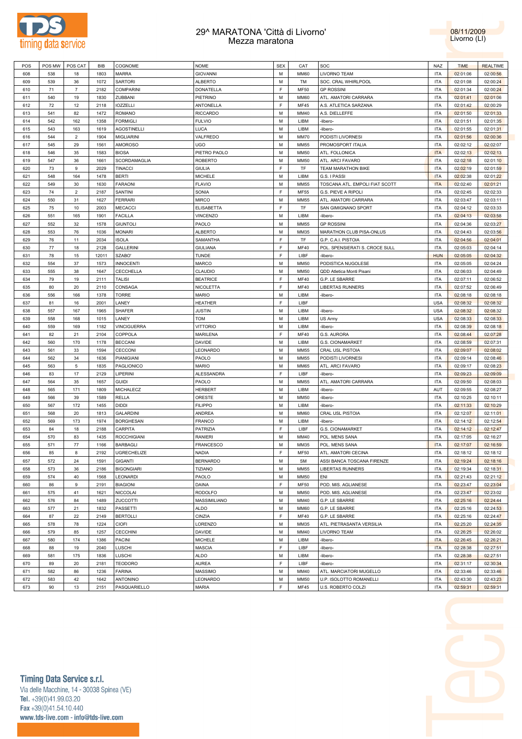# 29^ MARATONA 'Città di Livorno'
## Mezza maratona

08/11/2009
Livorno (LI)

| POS | POS MW | POS CAT | BIB | COGNOME | NOME | SEX | CAT | SOC | NAZ | TIME | REALTIME |
|---|---|---|---|---|---|---|---|---|---|---|---|
| 608 | 538 | 18 | 1803 | MARRA | GIOVANNI | M | MM60 | LIVORNO TEAM | ITA | 02:01:06 | 02:00:56 |
| 609 | 539 | 36 | 1072 | SARTORI | ALBERTO | M | TM | SOC. CRAL WHIRLPOOL | ITA | 02:01:08 | 02:00:24 |
| 610 | 71 | 7 | 2182 | COMPARINI | DONATELLA | F | MF50 | GP ROSSINI | ITA | 02:01:34 | 02:00:24 |
| 611 | 540 | 19 | 1830 | ZUBBANI | PIETRINO | M | MM60 | ATL. AMATORI CARRARA | ITA | 02:01:41 | 02:01:06 |
| 612 | 72 | 12 | 2118 | IOZZELLI | ANTONELLA | F | MF45 | A.S. ATLETICA SARZANA | ITA | 02:01:42 | 02:00:29 |
| 613 | 541 | 82 | 1472 | ROMANO | RICCARDO | M | MM40 | A.S. DIELLEFFE | ITA | 02:01:50 | 02:01:33 |
| 614 | 542 | 162 | 1358 | FORMIGLI | FULVIO | M | LIBM | -libero- | ITA | 02:01:51 | 02:01:35 |
| 615 | 543 | 163 | 1619 | AGOSTINELLI | LUCA | M | LIBM | -libero- | ITA | 02:01:55 | 02:01:31 |
| 616 | 544 | 2 | 1904 | MIGLIARINI | VALFREDO | M | MM70 | PODISTI LIVORNESI | ITA | 02:01:56 | 02:00:36 |
| 617 | 545 | 29 | 1561 | AMOROSO | UGO | M | MM55 | PROMOSPORT ITALIA | ITA | 02:02:12 | 02:02:07 |
| 618 | 546 | 35 | 1583 | BIOSA | PIETRO PAOLO | M | MM50 | ATL. FOLLONICA | ITA | 02:02:13 | 02:02:13 |
| 619 | 547 | 36 | 1661 | SCORDAMAGLIA | ROBERTO | M | MM50 | ATL. ARCI FAVARO | ITA | 02:02:18 | 02:01:10 |
| 620 | 73 | 9 | 2029 | TINACCI | GIULIA | F | TF | TEAM MARATHON BIKE | ITA | 02:02:19 | 02:01:59 |
| 621 | 548 | 164 | 1478 | BERTI | MICHELE | M | LIBM | G.S. I PASSI | ITA | 02:02:38 | 02:01:22 |
| 622 | 549 | 30 | 1630 | FARAONI | FLAVIO | M | MM55 | TOSCANA ATL. EMPOLI FIAT SCOTT | ITA | 02:02:40 | 02:01:21 |
| 623 | 74 | 2 | 2187 | SANTINI | SONIA | F | MF55 | G.S. PIEVE A RIPOLI | ITA | 02:02:45 | 02:02:33 |
| 624 | 550 | 31 | 1627 | FERRARI | MIRCO | M | MM55 | ATL. AMATORI CARRARA | ITA | 02:03:47 | 02:03:11 |
| 625 | 75 | 10 | 2003 | MECACCI | ELISABETTA | F | TF | SAN GIMIGNANO SPORT | ITA | 02:04:12 | 02:03:33 |
| 626 | 551 | 165 | 1901 | FACILLA | VINCENZO | M | LIBM | -libero- | ITA | 02:04:13 | 02:03:58 |
| 627 | 552 | 32 | 1578 | GIUNTOLI | PAOLO | M | MM55 | GP ROSSINI | ITA | 02:04:36 | 02:03:27 |
| 628 | 553 | 76 | 1036 | MONARI | ALBERTO | M | MM35 | MARATHON CLUB PISA-ONLUS | ITA | 02:04:43 | 02:03:56 |
| 629 | 76 | 11 | 2034 | ISOLA | SAMANTHA | F | TF | G.P. C.A.I. PISTOIA | ITA | 02:04:56 | 02:04:01 |
| 630 | 77 | 18 | 2128 | GALLERINI | GIULIANA | F | MF40 | POL. SPENSIERATI S. CROCE SULL | ITA | 02:05:03 | 02:04:14 |
| 631 | 78 | 15 | 12011 | SZABO' | TUNDE | F | LIBF | -libero- | HUN | 02:05:05 | 02:04:32 |
| 632 | 554 | 37 | 1573 | INNOCENTI | MARCO | M | MM50 | PODISTICA NUGOLESE | ITA | 02:05:05 | 02:04:24 |
| 633 | 555 | 38 | 1647 | CECCHELLA | CLAUDIO | M | MM50 | QDD Atletica Monti Pisani | ITA | 02:06:03 | 02:04:49 |
| 634 | 79 | 19 | 2111 | TALISI | BEATRICE | F | MF40 | G.P. LE SBARRE | ITA | 02:07:11 | 02:06:52 |
| 635 | 80 | 20 | 2110 | CONSAGA | NICOLETTA | F | MF40 | LIBERTAS RUNNERS | ITA | 02:07:52 | 02:06:49 |
| 636 | 556 | 166 | 1378 | TORRE | MARIO | M | LIBM | -libero- | ITA | 02:08:18 | 02:08:18 |
| 637 | 81 | 16 | 2001 | LANEY | HEATHER | F | LIBF | | USA | 02:08:32 | 02:08:32 |
| 638 | 557 | 167 | 1965 | SHAFER | JUSTIN | M | LIBM | -libero- | USA | 02:08:32 | 02:08:32 |
| 639 | 558 | 168 | 1015 | LANEY | TOM | M | LIBM | US Army | USA | 02:08:33 | 02:08:33 |
| 640 | 559 | 169 | 1182 | VINCIGUERRA | VITTORIO | M | LIBM | -libero- | ITA | 02:08:39 | 02:08:18 |
| 641 | 82 | 21 | 2104 | COPPOLA | MARILENA | F | MF40 | G.S. AURORA | ITA | 02:08:44 | 02:07:28 |
| 642 | 560 | 170 | 1178 | BECCANI | DAVIDE | M | LIBM | G.S. CIONAMARKET | ITA | 02:08:59 | 02:07:31 |
| 643 | 561 | 33 | 1594 | CECCONI | LEONARDO | M | MM55 | CRAL USL PISTOIA | ITA | 02:09:07 | 02:08:02 |
| 644 | 562 | 34 | 1636 | PIANIGIANI | PAOLO | M | MM55 | PODISTI LIVORNESI | ITA | 02:09:14 | 02:08:46 |
| 645 | 563 | 5 | 1835 | PAGLIONICO | MARIO | M | MM65 | ATL. ARCI FAVARO | ITA | 02:09:17 | 02:08:23 |
| 646 | 83 | 17 | 2129 | LIPERINI | ALESSANDRA | F | LIBF | -libero- | ITA | 02:09:23 | 02:09:09 |
| 647 | 564 | 35 | 1657 | GUIDI | PAOLO | M | MM55 | ATL. AMATORI CARRARA | ITA | 02:09:50 | 02:08:03 |
| 648 | 565 | 171 | 1809 | MICHALECZ | HERBERT | M | LIBM | -libero- | AUT | 02:09:55 | 02:08:27 |
| 649 | 566 | 39 | 1589 | RELLA | ORESTE | M | MM50 | -libero- | ITA | 02:10:25 | 02:10:11 |
| 650 | 567 | 172 | 1455 | DIDDI | FILIPPO | M | LIBM | -libero- | ITA | 02:11:33 | 02:10:29 |
| 651 | 568 | 20 | 1813 | GALARDINI | ANDREA | M | MM60 | CRAL USL PISTOIA | ITA | 02:12:07 | 02:11:01 |
| 652 | 569 | 173 | 1974 | BORGHESAN | FRANCO | M | LIBM | -libero- | ITA | 02:14:12 | 02:12:54 |
| 653 | 84 | 18 | 2188 | CARPITA | PATRIZIA | F | LIBF | G.S. CIONAMARKET | ITA | 02:14:12 | 02:12:47 |
| 654 | 570 | 83 | 1435 | ROCCHIGIANI | RANIERI | M | MM40 | POL. MENS SANA | ITA | 02:17:05 | 02:16:27 |
| 655 | 571 | 77 | 1166 | BARBAGLI | FRANCESCO | M | MM35 | POL. MENS SANA | ITA | 02:17:07 | 02:16:59 |
| 656 | 85 | 8 | 2192 | UGRECHELIZE | NADIA | F | MF50 | ATL. AMATORI CECINA | ITA | 02:18:12 | 02:18:12 |
| 657 | 572 | 24 | 1591 | GIGANTI | BERNARDO | M | SM | ASSI BANCA TOSCANA FIRENZE | ITA | 02:19:24 | 02:18:16 |
| 658 | 573 | 36 | 2186 | BIGONGIARI | TIZIANO | M | MM55 | LIBERTAS RUNNERS | ITA | 02:19:34 | 02:18:31 |
| 659 | 574 | 40 | 1568 | LEONARDI | PAOLO | M | MM50 | ENI | ITA | 02:21:43 | 02:21:12 |
| 660 | 86 | 9 | 2191 | BIAGIONI | DAINA | F | MF50 | POD. MIS. AGLIANESE | ITA | 02:23:47 | 02:23:04 |
| 661 | 575 | 41 | 1621 | NICCOLAI | RODOLFO | M | MM50 | POD. MIS. AGLIANESE | ITA | 02:23:47 | 02:23:02 |
| 662 | 576 | 84 | 1489 | ZUCCOTTI | MASSIMILIANO | M | MM40 | G.P. LE SBARRE | ITA | 02:25:16 | 02:24:44 |
| 663 | 577 | 21 | 1832 | PASSETTI | ALDO | M | MM60 | G.P. LE SBARRE | ITA | 02:25:16 | 02:24:53 |
| 664 | 87 | 22 | 2149 | BERTOLLI | CINZIA | F | MF40 | G.P. LE SBARRE | ITA | 02:25:16 | 02:24:47 |
| 665 | 578 | 78 | 1224 | CIOFI | LORENZO | M | MM35 | ATL. PIETRASANTA VERSILIA | ITA | 02:25:20 | 02:24:35 |
| 666 | 579 | 85 | 1257 | CECCHINI | DAVIDE | M | MM40 | LIVORNO TEAM | ITA | 02:26:25 | 02:26:02 |
| 667 | 580 | 174 | 1386 | PACINI | MICHELE | M | LIBM | -libero- | ITA | 02:26:45 | 02:26:21 |
| 668 | 88 | 19 | 2040 | LUSCHI | MASCIA | F | LIBF | -libero- | ITA | 02:28:38 | 02:27:51 |
| 669 | 581 | 175 | 1836 | LUSCHI | ALDO | M | LIBM | -libero- | ITA | 02:28:38 | 02:27:51 |
| 670 | 89 | 20 | 2181 | TEODORO | AUREA | F | LIBF | -libero- | ITA | 02:31:17 | 02:30:34 |
| 671 | 582 | 86 | 1236 | FARINA | MASSIMO | M | MM40 | ATL. MARCIATORI MUGELLO | ITA | 02:33:46 | 02:33:46 |
| 672 | 583 | 42 | 1642 | ANTONINO | LEONARDO | M | MM50 | U.P. ISOLOTTO ROMANELLI | ITA | 02:43:30 | 02:43:23 |
| 673 | 90 | 13 | 2151 | PASQUARIELLO | MARIA | F | MF45 | U.S. ROBERTO COLZI | ITA | 02:59:31 | 02:59:31 |

**Timing Data Service s.r.l.**
Via delle Macchine, 14 - 30038 Spinea (VE)
Tel. +39(0)41.99.03.20
Fax +39(0)41.54.10.440
www.tds-live.com - info@tds-live.com